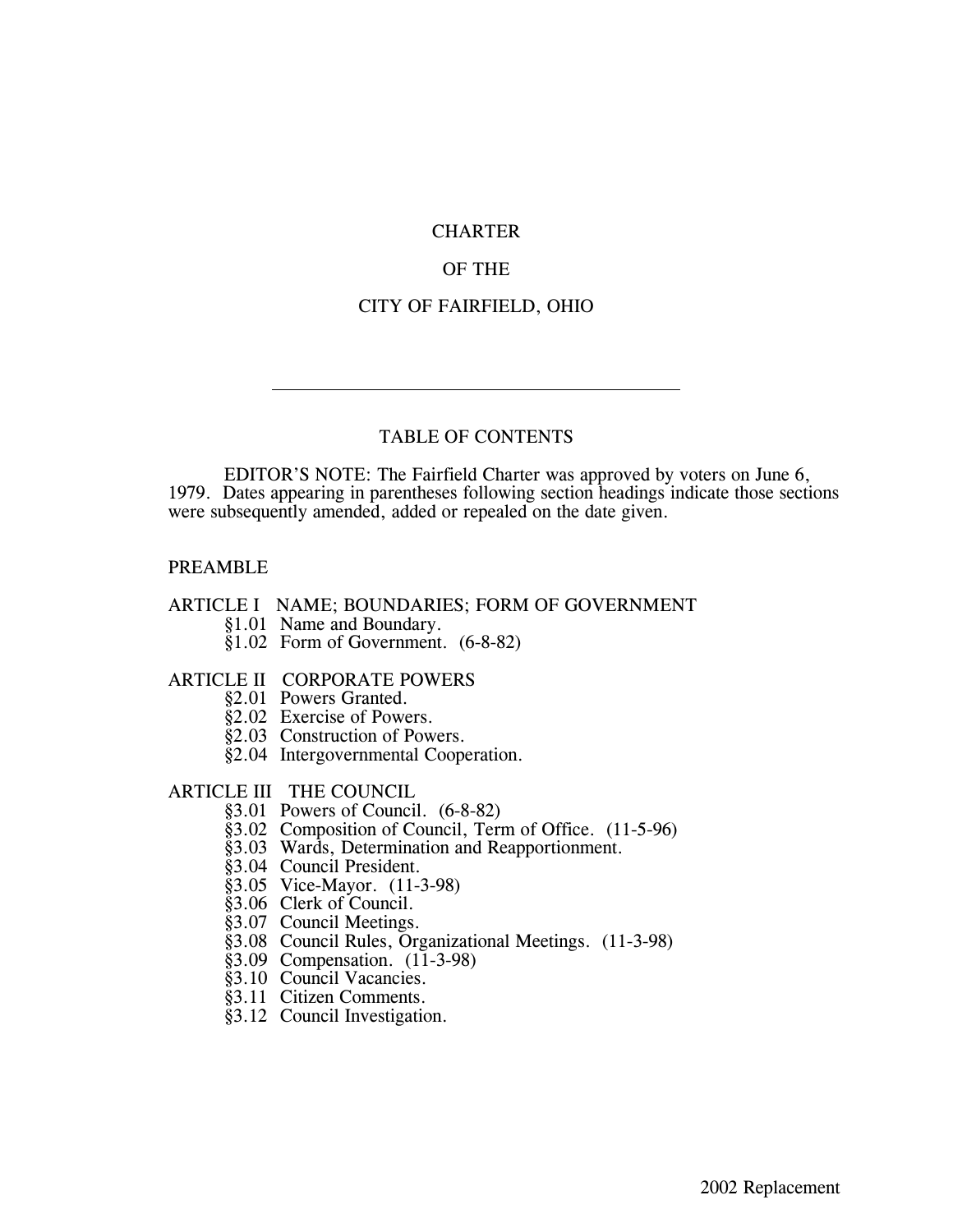# CHARTER

# OF THE

# CITY OF FAIRFIELD, OHIO

---

## TABLE OF CONTENTS

EDITOR'S NOTE: The Fairfield Charter was approved by voters on June 6, 1979. Dates appearing in parentheses following section headings indicate those sections were subsequently amended, added or repealed on the date given.

PREAMBLE

ARTICLE I NAME; BOUNDARIES; FORM OF GOVERNMENT
- §1.01 Name and Boundary.
- §1.02 Form of Government. (6-8-82)

ARTICLE II CORPORATE POWERS
- §2.01 Powers Granted.
- §2.02 Exercise of Powers.
- §2.03 Construction of Powers.
- §2.04 Intergovernmental Cooperation.

ARTICLE III THE COUNCIL
- §3.01 Powers of Council. (6-8-82)
- §3.02 Composition of Council, Term of Office. (11-5-96)
- §3.03 Wards, Determination and Reapportionment.
- §3.04 Council President.
- §3.05 Vice-Mayor. (11-3-98)
- §3.06 Clerk of Council.
- §3.07 Council Meetings.
- §3.08 Council Rules, Organizational Meetings. (11-3-98)
- §3.09 Compensation. (11-3-98)
- §3.10 Council Vacancies.
- §3.11 Citizen Comments.
- §3.12 Council Investigation.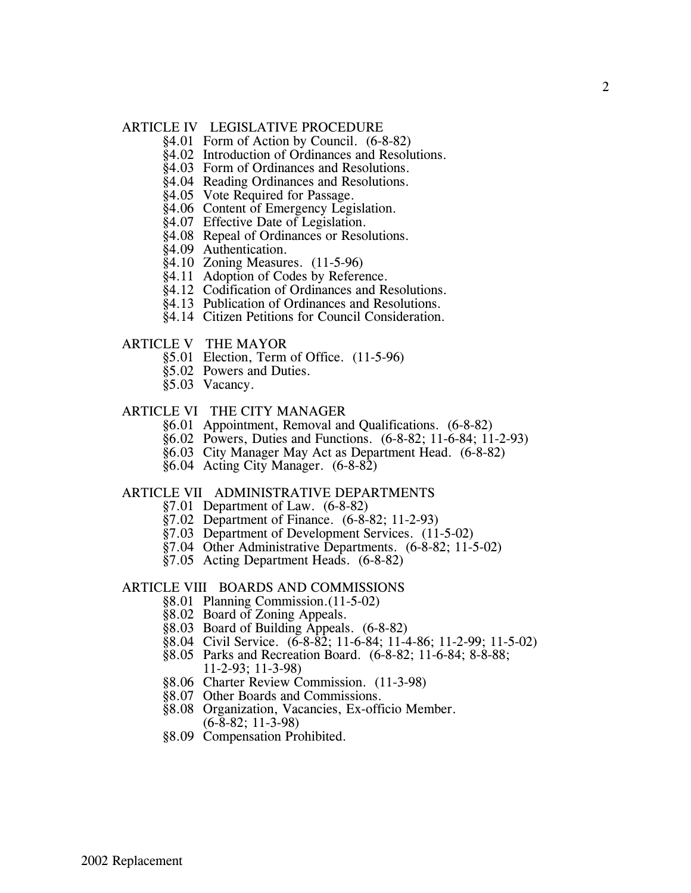ARTICLE IV LEGISLATIVE PROCEDURE

- §4.01 Form of Action by Council. (6-8-82)
- §4.02 Introduction of Ordinances and Resolutions.
- §4.03 Form of Ordinances and Resolutions.
- §4.04 Reading Ordinances and Resolutions.
- §4.05 Vote Required for Passage.
- §4.06 Content of Emergency Legislation.
- §4.07 Effective Date of Legislation.
- §4.08 Repeal of Ordinances or Resolutions.
- §4.09 Authentication.
- §4.10 Zoning Measures. (11-5-96)
- §4.11 Adoption of Codes by Reference.
- §4.12 Codification of Ordinances and Resolutions.
- §4.13 Publication of Ordinances and Resolutions.
- §4.14 Citizen Petitions for Council Consideration.

ARTICLE V THE MAYOR

- §5.01 Election, Term of Office. (11-5-96)
- §5.02 Powers and Duties.
- §5.03 Vacancy.

ARTICLE VI THE CITY MANAGER

- §6.01 Appointment, Removal and Qualifications. (6-8-82)
- §6.02 Powers, Duties and Functions. (6-8-82; 11-6-84; 11-2-93)
- §6.03 City Manager May Act as Department Head. (6-8-82)
- §6.04 Acting City Manager. (6-8-82)

ARTICLE VII ADMINISTRATIVE DEPARTMENTS

- §7.01 Department of Law. (6-8-82)
- §7.02 Department of Finance. (6-8-82; 11-2-93)
- §7.03 Department of Development Services. (11-5-02)
- §7.04 Other Administrative Departments. (6-8-82; 11-5-02)
- §7.05 Acting Department Heads. (6-8-82)

ARTICLE VIII BOARDS AND COMMISSIONS

- §8.01 Planning Commission.(11-5-02)
- §8.02 Board of Zoning Appeals.
- §8.03 Board of Building Appeals. (6-8-82)
- §8.04 Civil Service. (6-8-82; 11-6-84; 11-4-86; 11-2-99; 11-5-02)
- §8.05 Parks and Recreation Board. (6-8-82; 11-6-84; 8-8-88; 11-2-93; 11-3-98)
- §8.06 Charter Review Commission. (11-3-98)
- §8.07 Other Boards and Commissions.
- §8.08 Organization, Vacancies, Ex-officio Member. (6-8-82; 11-3-98)
- §8.09 Compensation Prohibited.

2002 Replacement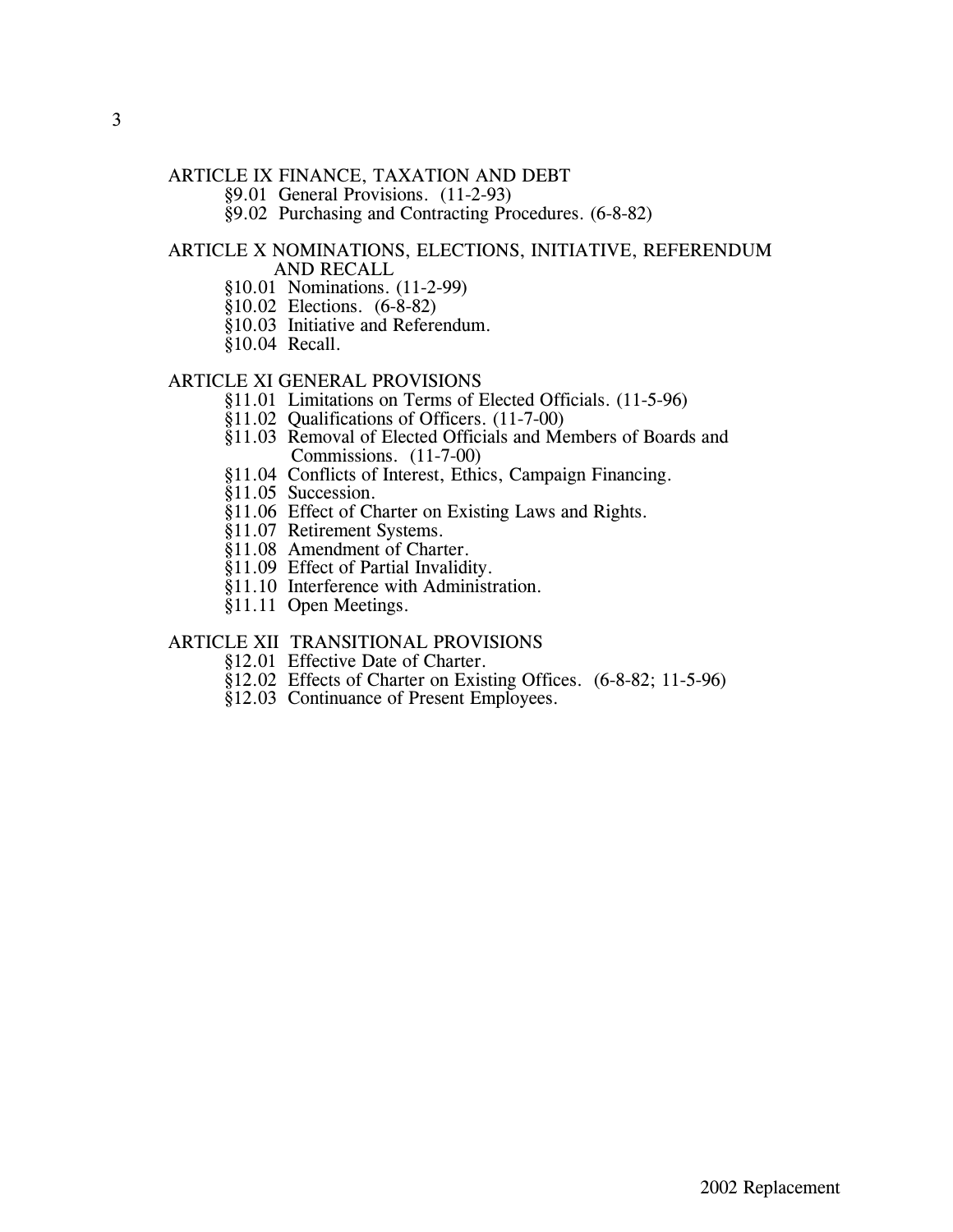ARTICLE IX FINANCE, TAXATION AND DEBT

- §9.01 General Provisions. (11-2-93)
- §9.02 Purchasing and Contracting Procedures. (6-8-82)

ARTICLE X NOMINATIONS, ELECTIONS, INITIATIVE, REFERENDUM AND RECALL

- §10.01 Nominations. (11-2-99)
- §10.02 Elections. (6-8-82)
- §10.03 Initiative and Referendum.
- §10.04 Recall.

ARTICLE XI GENERAL PROVISIONS

- §11.01 Limitations on Terms of Elected Officials. (11-5-96)
- §11.02 Qualifications of Officers. (11-7-00)
- §11.03 Removal of Elected Officials and Members of Boards and Commissions. (11-7-00)
- §11.04 Conflicts of Interest, Ethics, Campaign Financing.
- §11.05 Succession.
- §11.06 Effect of Charter on Existing Laws and Rights.
- §11.07 Retirement Systems.
- §11.08 Amendment of Charter.
- §11.09 Effect of Partial Invalidity.
- §11.10 Interference with Administration.
- §11.11 Open Meetings.

ARTICLE XII TRANSITIONAL PROVISIONS

- §12.01 Effective Date of Charter.
- §12.02 Effects of Charter on Existing Offices. (6-8-82; 11-5-96)
- §12.03 Continuance of Present Employees.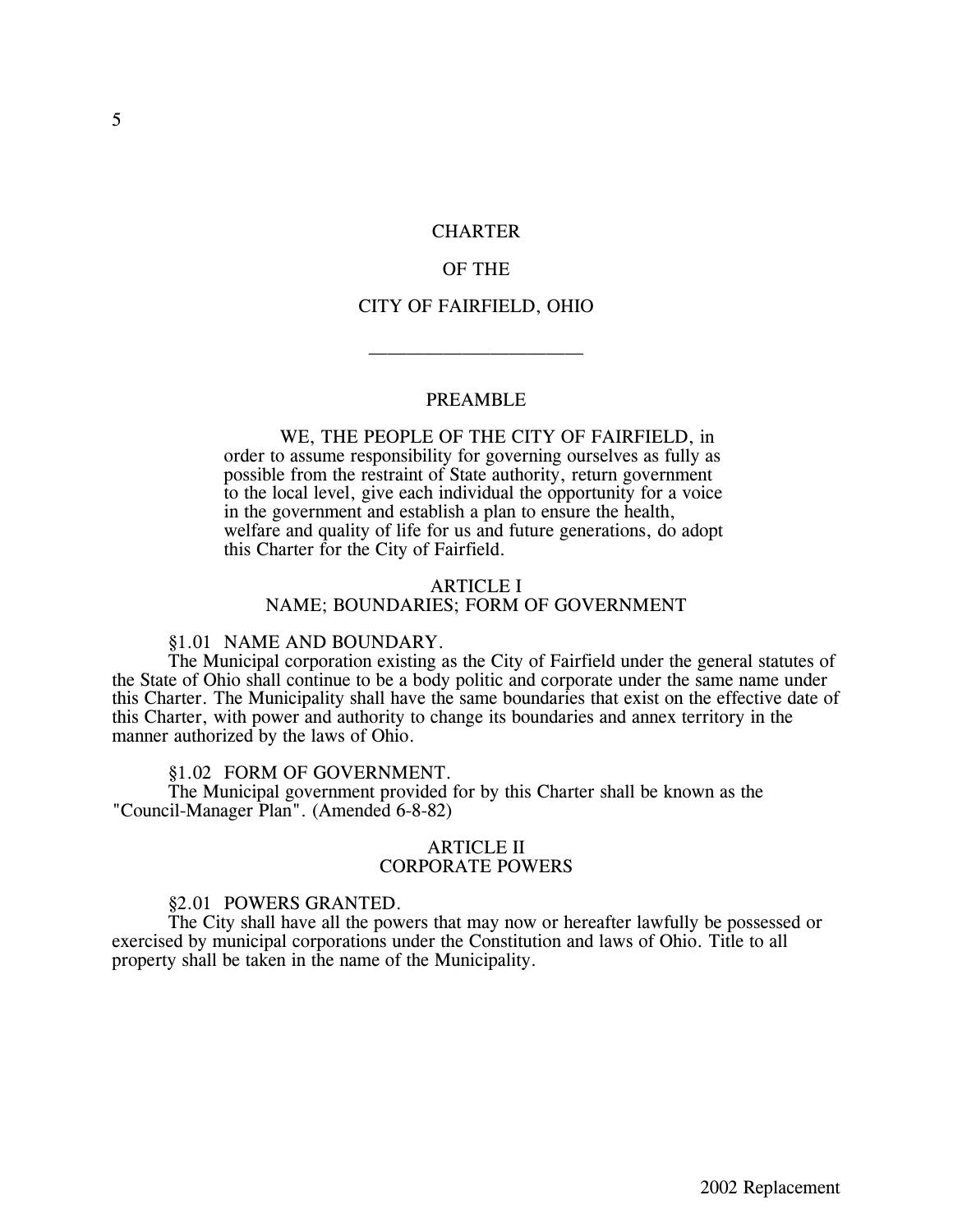# CHARTER

# OF THE

# CITY OF FAIRFIELD, OHIO

---

## PREAMBLE

WE, THE PEOPLE OF THE CITY OF FAIRFIELD, in order to assume responsibility for governing ourselves as fully as possible from the restraint of State authority, return government to the local level, give each individual the opportunity for a voice in the government and establish a plan to ensure the health, welfare and quality of life for us and future generations, do adopt this Charter for the City of Fairfield.

## ARTICLE I
## NAME; BOUNDARIES; FORM OF GOVERNMENT

### §1.01 NAME AND BOUNDARY.

The Municipal corporation existing as the City of Fairfield under the general statutes of the State of Ohio shall continue to be a body politic and corporate under the same name under this Charter. The Municipality shall have the same boundaries that exist on the effective date of this Charter, with power and authority to change its boundaries and annex territory in the manner authorized by the laws of Ohio.

### §1.02 FORM OF GOVERNMENT.

The Municipal government provided for by this Charter shall be known as the "Council-Manager Plan". (Amended 6-8-82)

## ARTICLE II
## CORPORATE POWERS

### §2.01 POWERS GRANTED.

The City shall have all the powers that may now or hereafter lawfully be possessed or exercised by municipal corporations under the Constitution and laws of Ohio. Title to all property shall be taken in the name of the Municipality.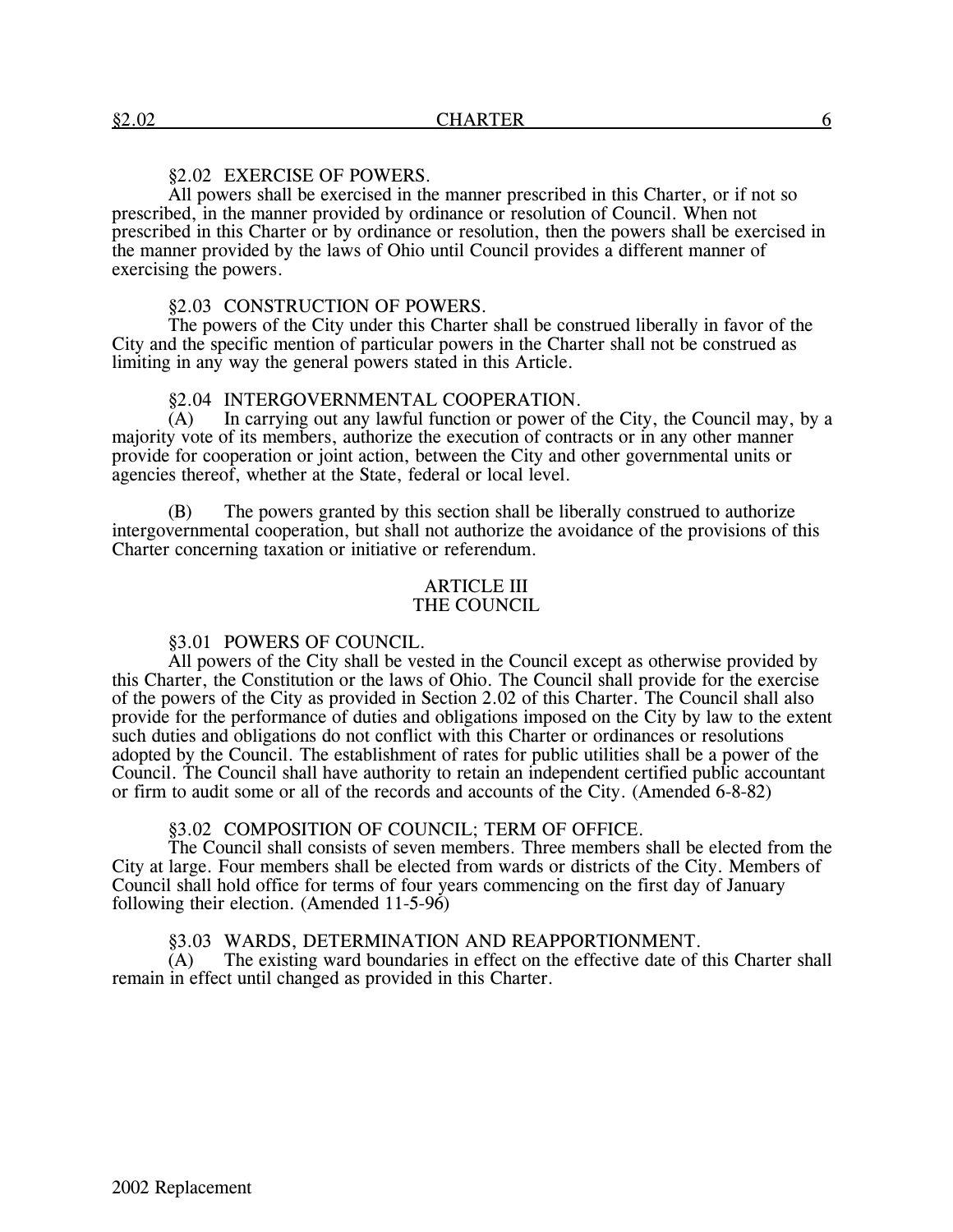### §2.02 EXERCISE OF POWERS.

All powers shall be exercised in the manner prescribed in this Charter, or if not so prescribed, in the manner provided by ordinance or resolution of Council. When not prescribed in this Charter or by ordinance or resolution, then the powers shall be exercised in the manner provided by the laws of Ohio until Council provides a different manner of exercising the powers.

### §2.03 CONSTRUCTION OF POWERS.

The powers of the City under this Charter shall be construed liberally in favor of the City and the specific mention of particular powers in the Charter shall not be construed as limiting in any way the general powers stated in this Article.

### §2.04 INTERGOVERNMENTAL COOPERATION.

(A) In carrying out any lawful function or power of the City, the Council may, by a majority vote of its members, authorize the execution of contracts or in any other manner provide for cooperation or joint action, between the City and other governmental units or agencies thereof, whether at the State, federal or local level.

(B) The powers granted by this section shall be liberally construed to authorize intergovernmental cooperation, but shall not authorize the avoidance of the provisions of this Charter concerning taxation or initiative or referendum.

## ARTICLE III
## THE COUNCIL

### §3.01 POWERS OF COUNCIL.

All powers of the City shall be vested in the Council except as otherwise provided by this Charter, the Constitution or the laws of Ohio. The Council shall provide for the exercise of the powers of the City as provided in Section 2.02 of this Charter. The Council shall also provide for the performance of duties and obligations imposed on the City by law to the extent such duties and obligations do not conflict with this Charter or ordinances or resolutions adopted by the Council. The establishment of rates for public utilities shall be a power of the Council. The Council shall have authority to retain an independent certified public accountant or firm to audit some or all of the records and accounts of the City. (Amended 6-8-82)

### §3.02 COMPOSITION OF COUNCIL; TERM OF OFFICE.

The Council shall consists of seven members. Three members shall be elected from the City at large. Four members shall be elected from wards or districts of the City. Members of Council shall hold office for terms of four years commencing on the first day of January following their election. (Amended 11-5-96)

### §3.03 WARDS, DETERMINATION AND REAPPORTIONMENT.

(A) The existing ward boundaries in effect on the effective date of this Charter shall remain in effect until changed as provided in this Charter.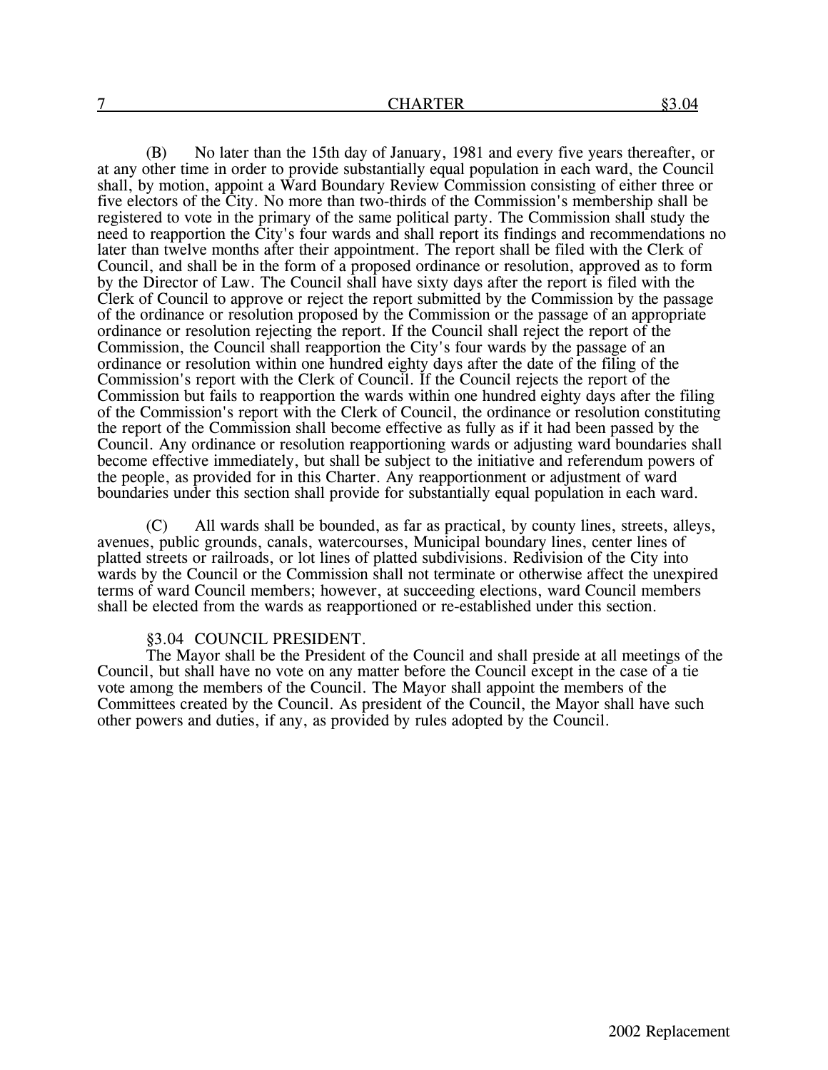(B) No later than the 15th day of January, 1981 and every five years thereafter, or at any other time in order to provide substantially equal population in each ward, the Council shall, by motion, appoint a Ward Boundary Review Commission consisting of either three or five electors of the City. No more than two-thirds of the Commission's membership shall be registered to vote in the primary of the same political party. The Commission shall study the need to reapportion the City's four wards and shall report its findings and recommendations no later than twelve months after their appointment. The report shall be filed with the Clerk of Council, and shall be in the form of a proposed ordinance or resolution, approved as to form by the Director of Law. The Council shall have sixty days after the report is filed with the Clerk of Council to approve or reject the report submitted by the Commission by the passage of the ordinance or resolution proposed by the Commission or the passage of an appropriate ordinance or resolution rejecting the report. If the Council shall reject the report of the Commission, the Council shall reapportion the City's four wards by the passage of an ordinance or resolution within one hundred eighty days after the date of the filing of the Commission's report with the Clerk of Council. If the Council rejects the report of the Commission but fails to reapportion the wards within one hundred eighty days after the filing of the Commission's report with the Clerk of Council, the ordinance or resolution constituting the report of the Commission shall become effective as fully as if it had been passed by the Council. Any ordinance or resolution reapportioning wards or adjusting ward boundaries shall become effective immediately, but shall be subject to the initiative and referendum powers of the people, as provided for in this Charter. Any reapportionment or adjustment of ward boundaries under this section shall provide for substantially equal population in each ward.

(C) All wards shall be bounded, as far as practical, by county lines, streets, alleys, avenues, public grounds, canals, watercourses, Municipal boundary lines, center lines of platted streets or railroads, or lot lines of platted subdivisions. Redivision of the City into wards by the Council or the Commission shall not terminate or otherwise affect the unexpired terms of ward Council members; however, at succeeding elections, ward Council members shall be elected from the wards as reapportioned or re-established under this section.

### §3.04 COUNCIL PRESIDENT.

The Mayor shall be the President of the Council and shall preside at all meetings of the Council, but shall have no vote on any matter before the Council except in the case of a tie vote among the members of the Council. The Mayor shall appoint the members of the Committees created by the Council. As president of the Council, the Mayor shall have such other powers and duties, if any, as provided by rules adopted by the Council.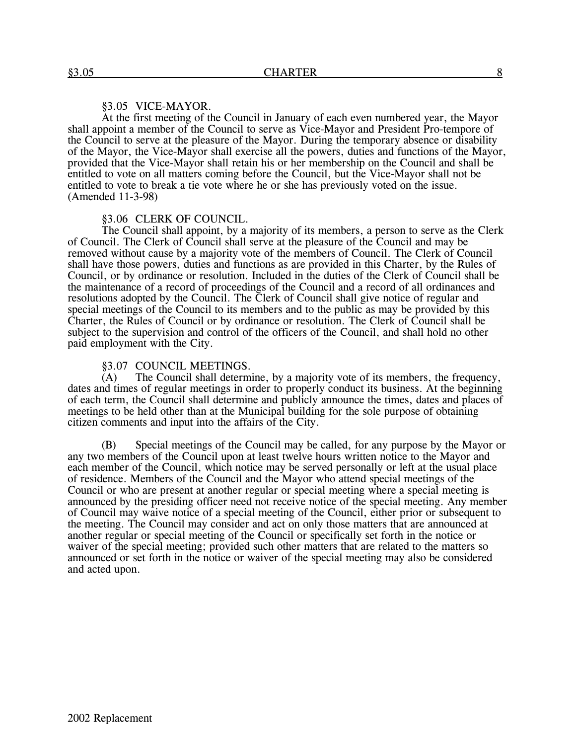## §3.05 VICE-MAYOR.

At the first meeting of the Council in January of each even numbered year, the Mayor shall appoint a member of the Council to serve as Vice-Mayor and President Pro-tempore of the Council to serve at the pleasure of the Mayor. During the temporary absence or disability of the Mayor, the Vice-Mayor shall exercise all the powers, duties and functions of the Mayor, provided that the Vice-Mayor shall retain his or her membership on the Council and shall be entitled to vote on all matters coming before the Council, but the Vice-Mayor shall not be entitled to vote to break a tie vote where he or she has previously voted on the issue. (Amended 11-3-98)

## §3.06 CLERK OF COUNCIL.

The Council shall appoint, by a majority of its members, a person to serve as the Clerk of Council. The Clerk of Council shall serve at the pleasure of the Council and may be removed without cause by a majority vote of the members of Council. The Clerk of Council shall have those powers, duties and functions as are provided in this Charter, by the Rules of Council, or by ordinance or resolution. Included in the duties of the Clerk of Council shall be the maintenance of a record of proceedings of the Council and a record of all ordinances and resolutions adopted by the Council. The Clerk of Council shall give notice of regular and special meetings of the Council to its members and to the public as may be provided by this Charter, the Rules of Council or by ordinance or resolution. The Clerk of Council shall be subject to the supervision and control of the officers of the Council, and shall hold no other paid employment with the City.

## §3.07 COUNCIL MEETINGS.

(A) The Council shall determine, by a majority vote of its members, the frequency, dates and times of regular meetings in order to properly conduct its business. At the beginning of each term, the Council shall determine and publicly announce the times, dates and places of meetings to be held other than at the Municipal building for the sole purpose of obtaining citizen comments and input into the affairs of the City.

(B) Special meetings of the Council may be called, for any purpose by the Mayor or any two members of the Council upon at least twelve hours written notice to the Mayor and each member of the Council, which notice may be served personally or left at the usual place of residence. Members of the Council and the Mayor who attend special meetings of the Council or who are present at another regular or special meeting where a special meeting is announced by the presiding officer need not receive notice of the special meeting. Any member of Council may waive notice of a special meeting of the Council, either prior or subsequent to the meeting. The Council may consider and act on only those matters that are announced at another regular or special meeting of the Council or specifically set forth in the notice or waiver of the special meeting; provided such other matters that are related to the matters so announced or set forth in the notice or waiver of the special meeting may also be considered and acted upon.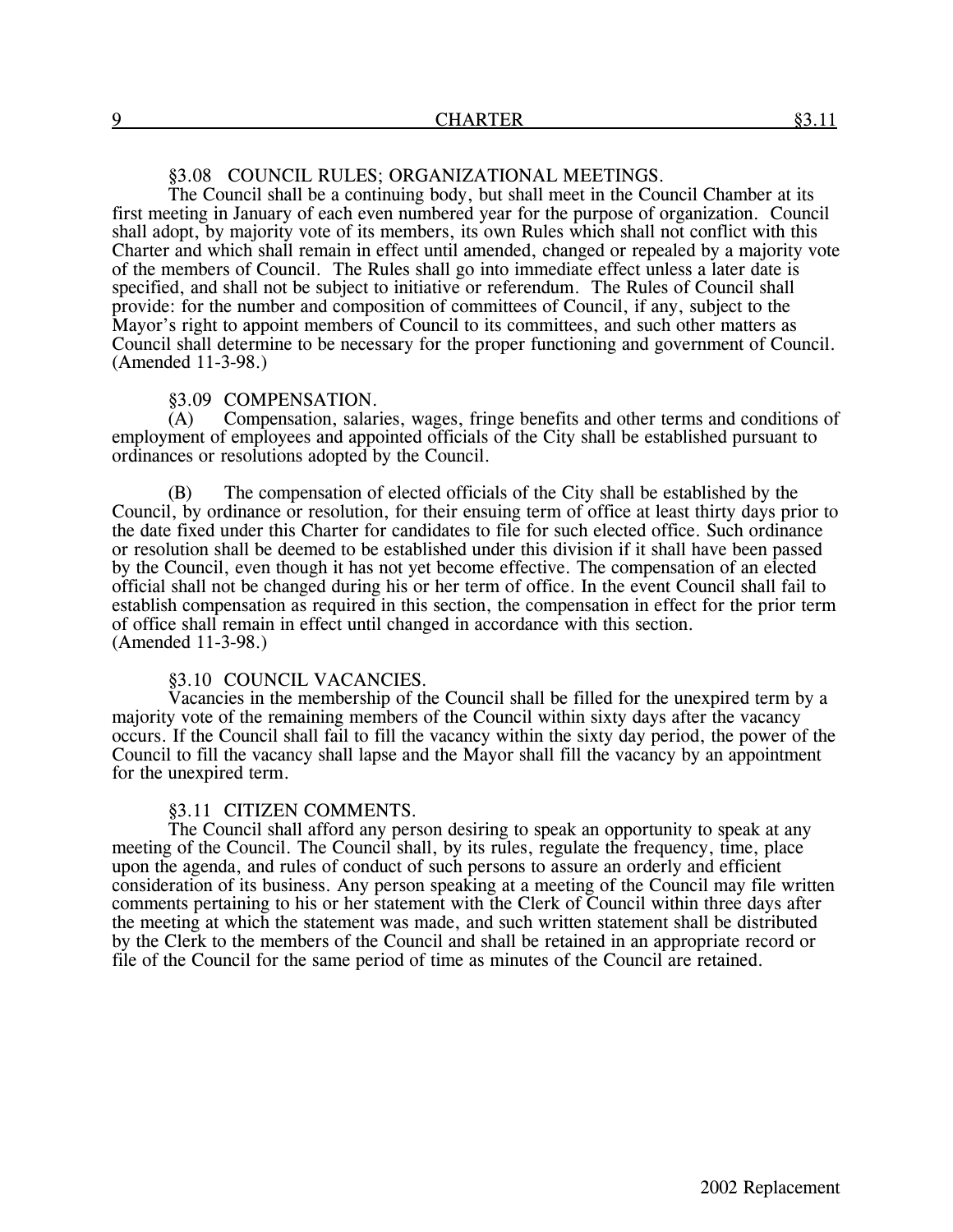### §3.08 COUNCIL RULES; ORGANIZATIONAL MEETINGS.

The Council shall be a continuing body, but shall meet in the Council Chamber at its first meeting in January of each even numbered year for the purpose of organization. Council shall adopt, by majority vote of its members, its own Rules which shall not conflict with this Charter and which shall remain in effect until amended, changed or repealed by a majority vote of the members of Council. The Rules shall go into immediate effect unless a later date is specified, and shall not be subject to initiative or referendum. The Rules of Council shall provide: for the number and composition of committees of Council, if any, subject to the Mayor's right to appoint members of Council to its committees, and such other matters as Council shall determine to be necessary for the proper functioning and government of Council. (Amended 11-3-98.)

### §3.09 COMPENSATION.

(A) Compensation, salaries, wages, fringe benefits and other terms and conditions of employment of employees and appointed officials of the City shall be established pursuant to ordinances or resolutions adopted by the Council.

(B) The compensation of elected officials of the City shall be established by the Council, by ordinance or resolution, for their ensuing term of office at least thirty days prior to the date fixed under this Charter for candidates to file for such elected office. Such ordinance or resolution shall be deemed to be established under this division if it shall have been passed by the Council, even though it has not yet become effective. The compensation of an elected official shall not be changed during his or her term of office. In the event Council shall fail to establish compensation as required in this section, the compensation in effect for the prior term of office shall remain in effect until changed in accordance with this section.
(Amended 11-3-98.)

### §3.10 COUNCIL VACANCIES.

Vacancies in the membership of the Council shall be filled for the unexpired term by a majority vote of the remaining members of the Council within sixty days after the vacancy occurs. If the Council shall fail to fill the vacancy within the sixty day period, the power of the Council to fill the vacancy shall lapse and the Mayor shall fill the vacancy by an appointment for the unexpired term.

### §3.11 CITIZEN COMMENTS.

The Council shall afford any person desiring to speak an opportunity to speak at any meeting of the Council. The Council shall, by its rules, regulate the frequency, time, place upon the agenda, and rules of conduct of such persons to assure an orderly and efficient consideration of its business. Any person speaking at a meeting of the Council may file written comments pertaining to his or her statement with the Clerk of Council within three days after the meeting at which the statement was made, and such written statement shall be distributed by the Clerk to the members of the Council and shall be retained in an appropriate record or file of the Council for the same period of time as minutes of the Council are retained.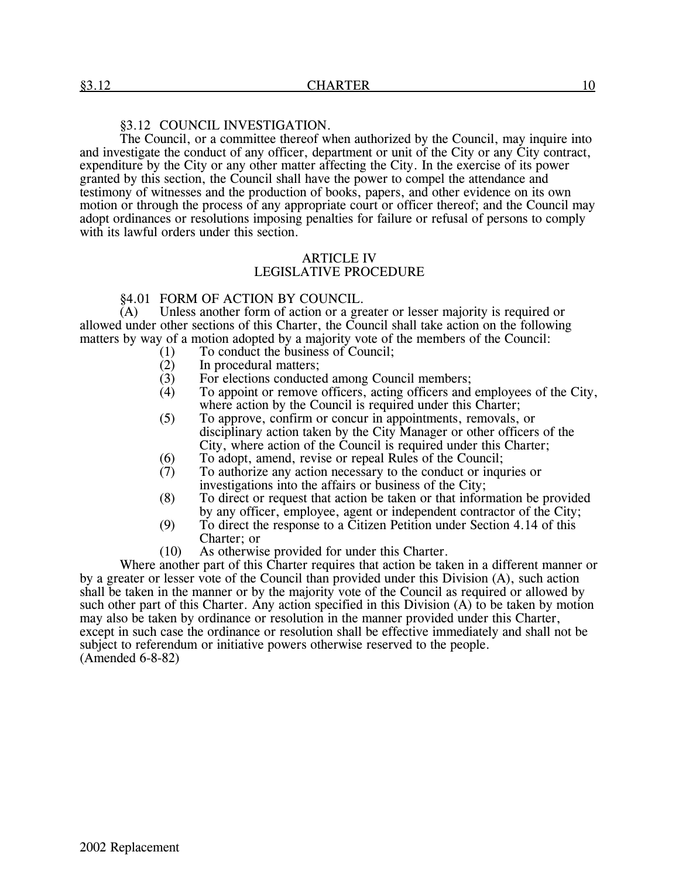### §3.12 COUNCIL INVESTIGATION.

The Council, or a committee thereof when authorized by the Council, may inquire into and investigate the conduct of any officer, department or unit of the City or any City contract, expenditure by the City or any other matter affecting the City. In the exercise of its power granted by this section, the Council shall have the power to compel the attendance and testimony of witnesses and the production of books, papers, and other evidence on its own motion or through the process of any appropriate court or officer thereof; and the Council may adopt ordinances or resolutions imposing penalties for failure or refusal of persons to comply with its lawful orders under this section.

## ARTICLE IV
## LEGISLATIVE PROCEDURE

### §4.01 FORM OF ACTION BY COUNCIL.

(A) Unless another form of action or a greater or lesser majority is required or allowed under other sections of this Charter, the Council shall take action on the following matters by way of a motion adopted by a majority vote of the members of the Council:

(1) To conduct the business of Council;
(2) In procedural matters;
(3) For elections conducted among Council members;
(4) To appoint or remove officers, acting officers and employees of the City, where action by the Council is required under this Charter;
(5) To approve, confirm or concur in appointments, removals, or disciplinary action taken by the City Manager or other officers of the City, where action of the Council is required under this Charter;
(6) To adopt, amend, revise or repeal Rules of the Council;
(7) To authorize any action necessary to the conduct or inquries or investigations into the affairs or business of the City;
(8) To direct or request that action be taken or that information be provided by any officer, employee, agent or independent contractor of the City;
(9) To direct the response to a Citizen Petition under Section 4.14 of this Charter; or
(10) As otherwise provided for under this Charter.

Where another part of this Charter requires that action be taken in a different manner or by a greater or lesser vote of the Council than provided under this Division (A), such action shall be taken in the manner or by the majority vote of the Council as required or allowed by such other part of this Charter. Any action specified in this Division (A) to be taken by motion may also be taken by ordinance or resolution in the manner provided under this Charter, except in such case the ordinance or resolution shall be effective immediately and shall not be subject to referendum or initiative powers otherwise reserved to the people.
(Amended 6-8-82)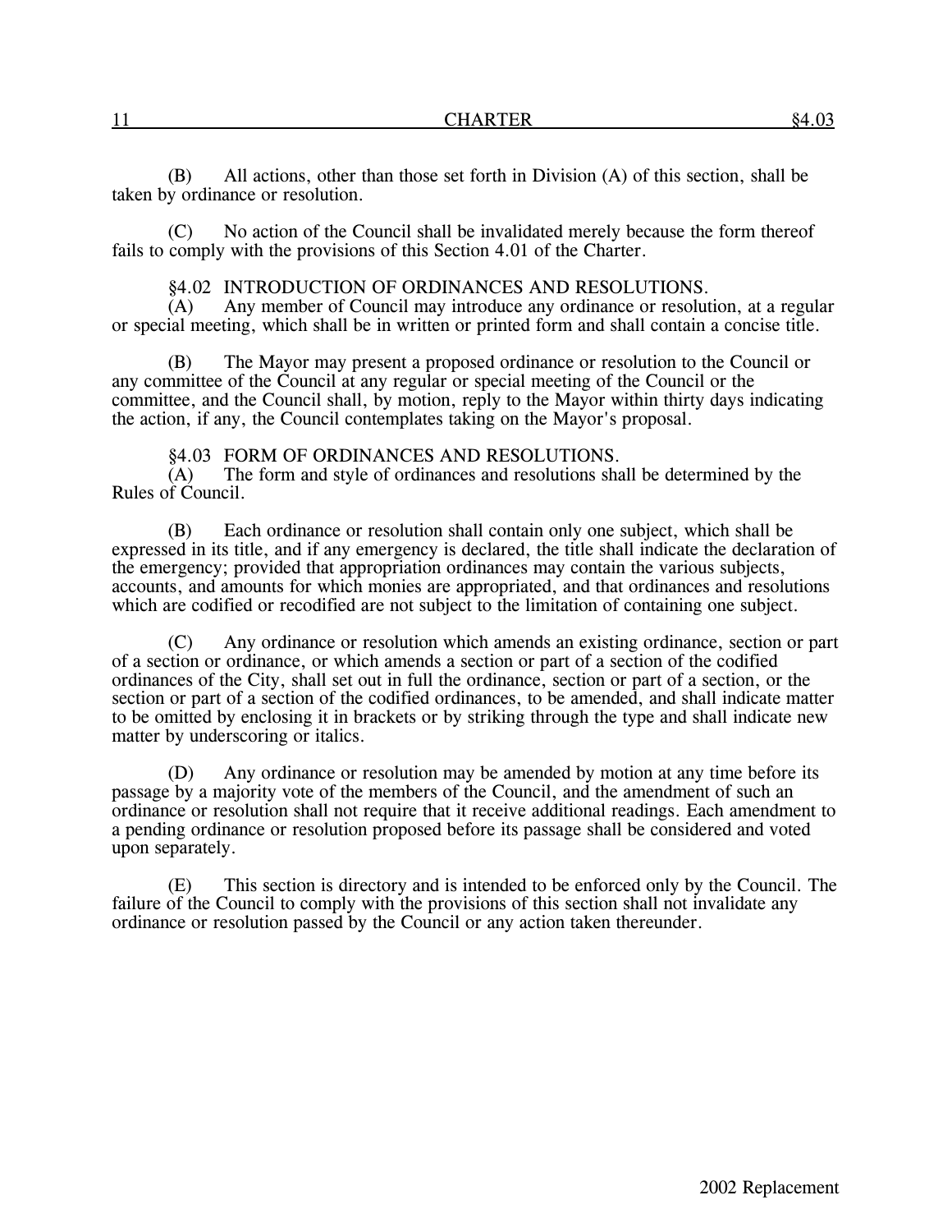(B) All actions, other than those set forth in Division (A) of this section, shall be taken by ordinance or resolution.

(C) No action of the Council shall be invalidated merely because the form thereof fails to comply with the provisions of this Section 4.01 of the Charter.

### §4.02 INTRODUCTION OF ORDINANCES AND RESOLUTIONS.

(A) Any member of Council may introduce any ordinance or resolution, at a regular or special meeting, which shall be in written or printed form and shall contain a concise title.

(B) The Mayor may present a proposed ordinance or resolution to the Council or any committee of the Council at any regular or special meeting of the Council or the committee, and the Council shall, by motion, reply to the Mayor within thirty days indicating the action, if any, the Council contemplates taking on the Mayor's proposal.

### §4.03 FORM OF ORDINANCES AND RESOLUTIONS.

(A) The form and style of ordinances and resolutions shall be determined by the Rules of Council.

(B) Each ordinance or resolution shall contain only one subject, which shall be expressed in its title, and if any emergency is declared, the title shall indicate the declaration of the emergency; provided that appropriation ordinances may contain the various subjects, accounts, and amounts for which monies are appropriated, and that ordinances and resolutions which are codified or recodified are not subject to the limitation of containing one subject.

(C) Any ordinance or resolution which amends an existing ordinance, section or part of a section or ordinance, or which amends a section or part of a section of the codified ordinances of the City, shall set out in full the ordinance, section or part of a section, or the section or part of a section of the codified ordinances, to be amended, and shall indicate matter to be omitted by enclosing it in brackets or by striking through the type and shall indicate new matter by underscoring or italics.

(D) Any ordinance or resolution may be amended by motion at any time before its passage by a majority vote of the members of the Council, and the amendment of such an ordinance or resolution shall not require that it receive additional readings. Each amendment to a pending ordinance or resolution proposed before its passage shall be considered and voted upon separately.

(E) This section is directory and is intended to be enforced only by the Council. The failure of the Council to comply with the provisions of this section shall not invalidate any ordinance or resolution passed by the Council or any action taken thereunder.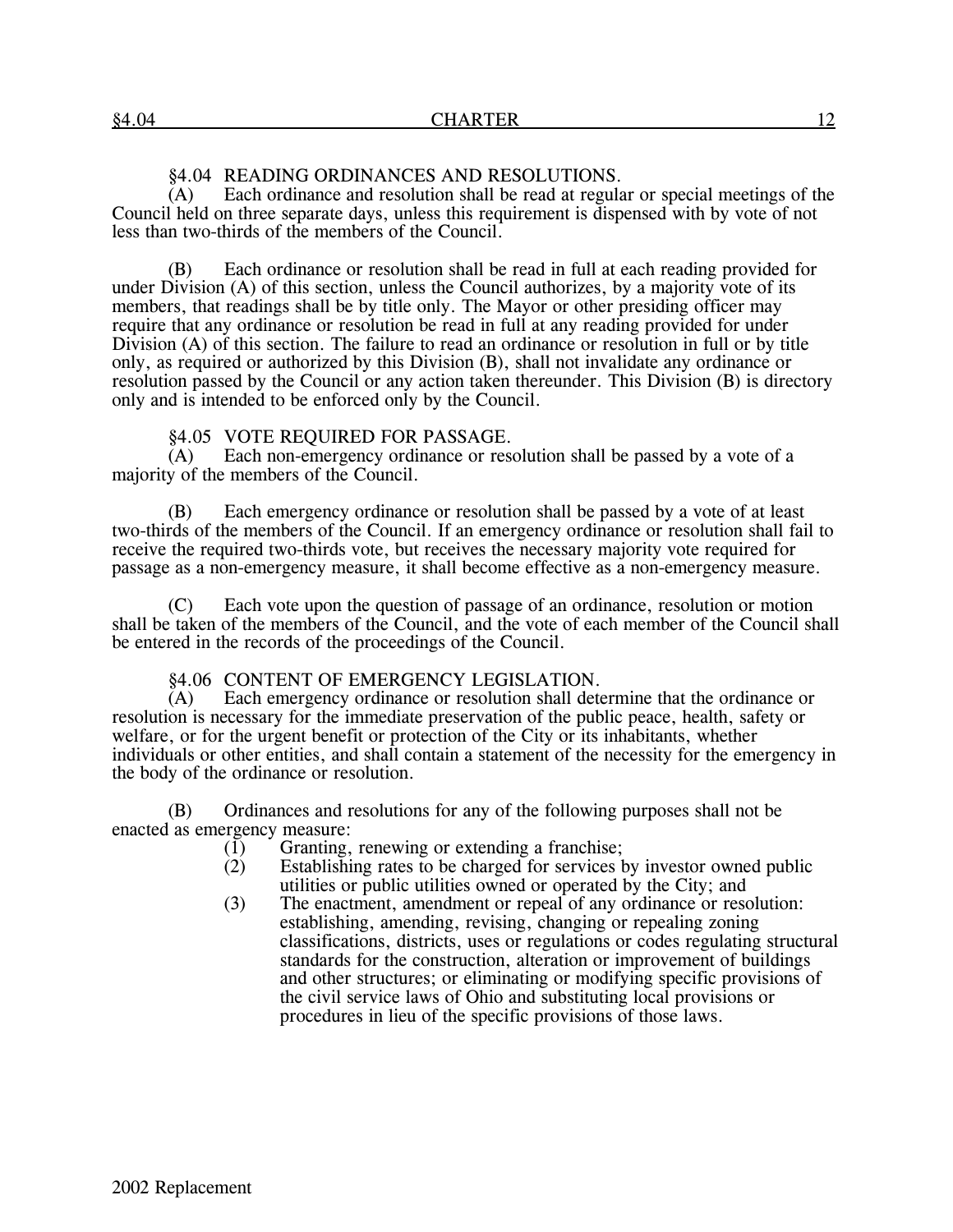### §4.04 READING ORDINANCES AND RESOLUTIONS.

(A) Each ordinance and resolution shall be read at regular or special meetings of the Council held on three separate days, unless this requirement is dispensed with by vote of not less than two-thirds of the members of the Council.

(B) Each ordinance or resolution shall be read in full at each reading provided for under Division (A) of this section, unless the Council authorizes, by a majority vote of its members, that readings shall be by title only. The Mayor or other presiding officer may require that any ordinance or resolution be read in full at any reading provided for under Division (A) of this section. The failure to read an ordinance or resolution in full or by title only, as required or authorized by this Division (B), shall not invalidate any ordinance or resolution passed by the Council or any action taken thereunder. This Division (B) is directory only and is intended to be enforced only by the Council.

### §4.05 VOTE REQUIRED FOR PASSAGE.

(A) Each non-emergency ordinance or resolution shall be passed by a vote of a majority of the members of the Council.

(B) Each emergency ordinance or resolution shall be passed by a vote of at least two-thirds of the members of the Council. If an emergency ordinance or resolution shall fail to receive the required two-thirds vote, but receives the necessary majority vote required for passage as a non-emergency measure, it shall become effective as a non-emergency measure.

(C) Each vote upon the question of passage of an ordinance, resolution or motion shall be taken of the members of the Council, and the vote of each member of the Council shall be entered in the records of the proceedings of the Council.

### §4.06 CONTENT OF EMERGENCY LEGISLATION.

(A) Each emergency ordinance or resolution shall determine that the ordinance or resolution is necessary for the immediate preservation of the public peace, health, safety or welfare, or for the urgent benefit or protection of the City or its inhabitants, whether individuals or other entities, and shall contain a statement of the necessity for the emergency in the body of the ordinance or resolution.

(B) Ordinances and resolutions for any of the following purposes shall not be enacted as emergency measure:

(1) Granting, renewing or extending a franchise;

(2) Establishing rates to be charged for services by investor owned public utilities or public utilities owned or operated by the City; and

(3) The enactment, amendment or repeal of any ordinance or resolution: establishing, amending, revising, changing or repealing zoning classifications, districts, uses or regulations or codes regulating structural standards for the construction, alteration or improvement of buildings and other structures; or eliminating or modifying specific provisions of the civil service laws of Ohio and substituting local provisions or procedures in lieu of the specific provisions of those laws.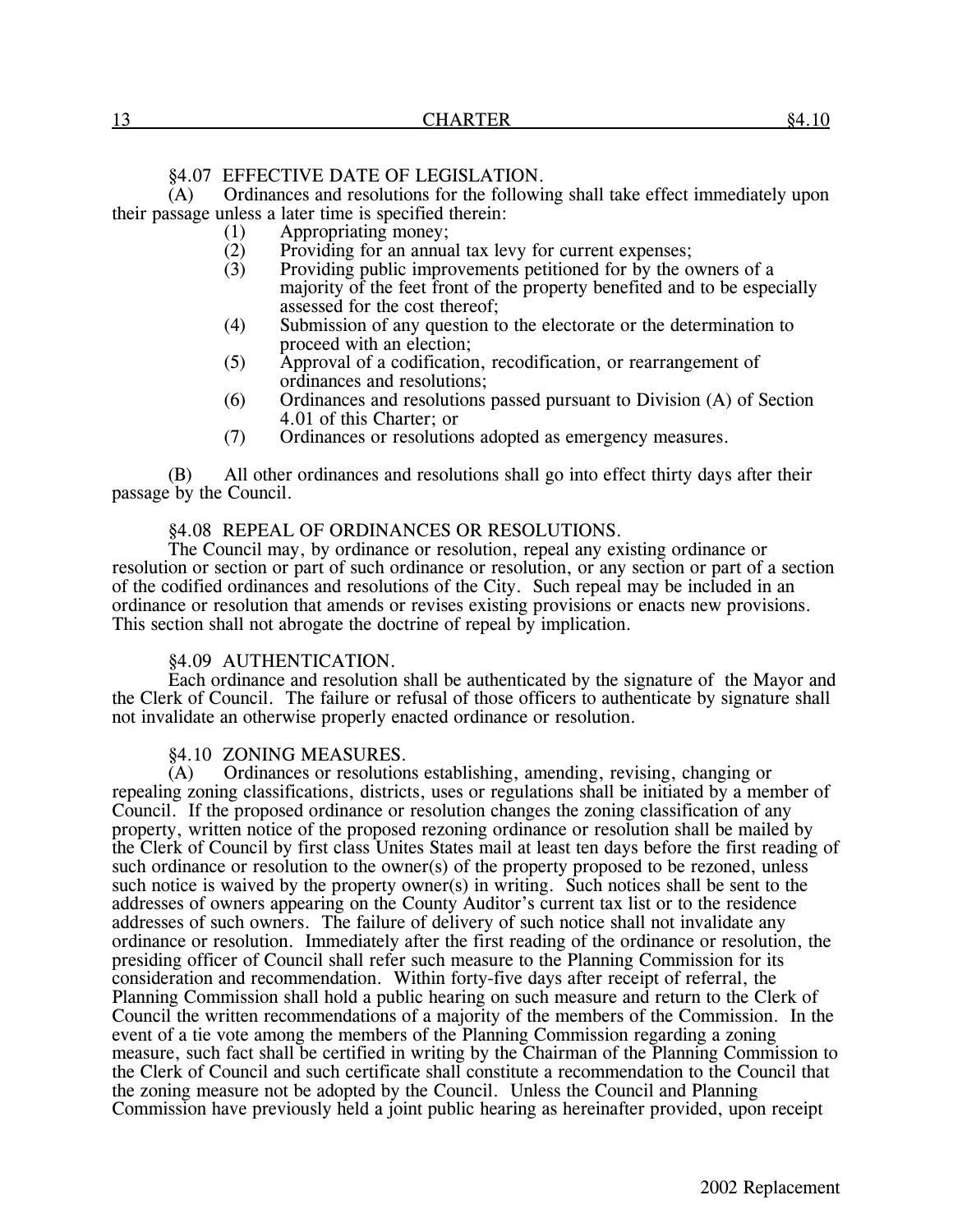## §4.07 EFFECTIVE DATE OF LEGISLATION.

(A) Ordinances and resolutions for the following shall take effect immediately upon their passage unless a later time is specified therein:

- (1) Appropriating money;
- (2) Providing for an annual tax levy for current expenses;
- (3) Providing public improvements petitioned for by the owners of a majority of the feet front of the property benefited and to be especially assessed for the cost thereof;
- (4) Submission of any question to the electorate or the determination to proceed with an election;
- (5) Approval of a codification, recodification, or rearrangement of ordinances and resolutions;
- (6) Ordinances and resolutions passed pursuant to Division (A) of Section 4.01 of this Charter; or
- (7) Ordinances or resolutions adopted as emergency measures.

(B) All other ordinances and resolutions shall go into effect thirty days after their passage by the Council.

## §4.08 REPEAL OF ORDINANCES OR RESOLUTIONS.

The Council may, by ordinance or resolution, repeal any existing ordinance or resolution or section or part of such ordinance or resolution, or any section or part of a section of the codified ordinances and resolutions of the City. Such repeal may be included in an ordinance or resolution that amends or revises existing provisions or enacts new provisions. This section shall not abrogate the doctrine of repeal by implication.

## §4.09 AUTHENTICATION.

Each ordinance and resolution shall be authenticated by the signature of the Mayor and the Clerk of Council. The failure or refusal of those officers to authenticate by signature shall not invalidate an otherwise properly enacted ordinance or resolution.

## §4.10 ZONING MEASURES.

(A) Ordinances or resolutions establishing, amending, revising, changing or repealing zoning classifications, districts, uses or regulations shall be initiated by a member of Council. If the proposed ordinance or resolution changes the zoning classification of any property, written notice of the proposed rezoning ordinance or resolution shall be mailed by the Clerk of Council by first class Unites States mail at least ten days before the first reading of such ordinance or resolution to the owner(s) of the property proposed to be rezoned, unless such notice is waived by the property owner(s) in writing. Such notices shall be sent to the addresses of owners appearing on the County Auditor's current tax list or to the residence addresses of such owners. The failure of delivery of such notice shall not invalidate any ordinance or resolution. Immediately after the first reading of the ordinance or resolution, the presiding officer of Council shall refer such measure to the Planning Commission for its consideration and recommendation. Within forty-five days after receipt of referral, the Planning Commission shall hold a public hearing on such measure and return to the Clerk of Council the written recommendations of a majority of the members of the Commission. In the event of a tie vote among the members of the Planning Commission regarding a zoning measure, such fact shall be certified in writing by the Chairman of the Planning Commission to the Clerk of Council and such certificate shall constitute a recommendation to the Council that the zoning measure not be adopted by the Council. Unless the Council and Planning Commission have previously held a joint public hearing as hereinafter provided, upon receipt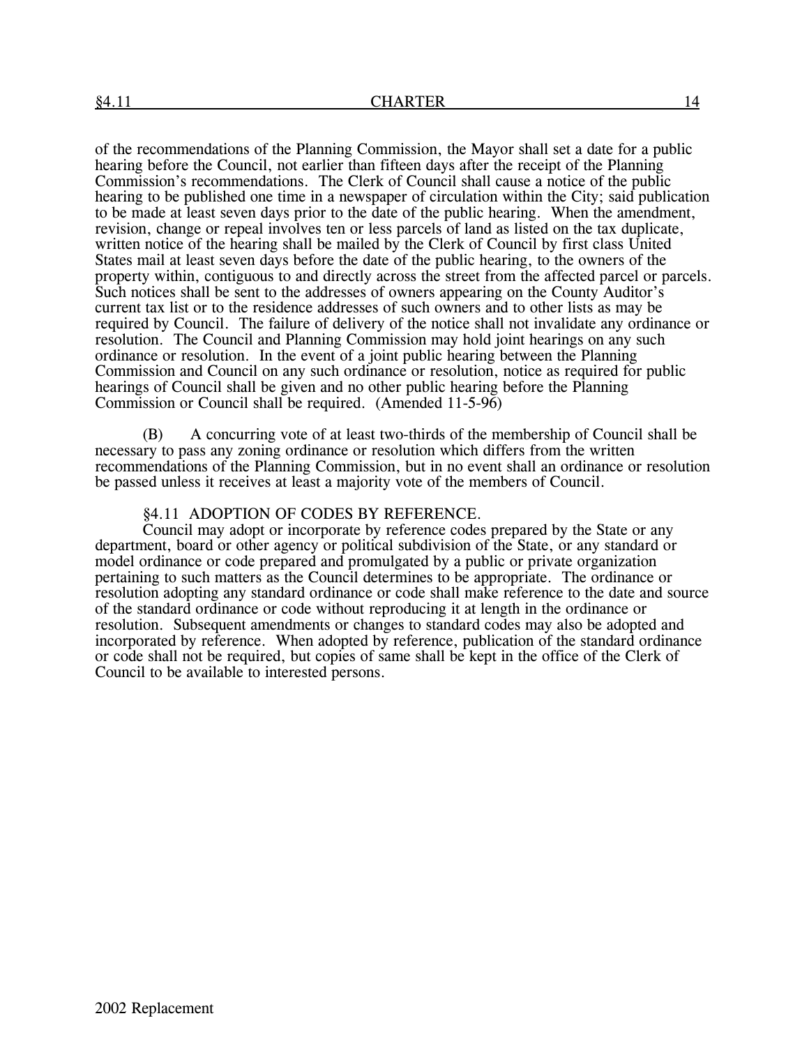of the recommendations of the Planning Commission, the Mayor shall set a date for a public hearing before the Council, not earlier than fifteen days after the receipt of the Planning Commission's recommendations. The Clerk of Council shall cause a notice of the public hearing to be published one time in a newspaper of circulation within the City; said publication to be made at least seven days prior to the date of the public hearing. When the amendment, revision, change or repeal involves ten or less parcels of land as listed on the tax duplicate, written notice of the hearing shall be mailed by the Clerk of Council by first class United States mail at least seven days before the date of the public hearing, to the owners of the property within, contiguous to and directly across the street from the affected parcel or parcels. Such notices shall be sent to the addresses of owners appearing on the County Auditor's current tax list or to the residence addresses of such owners and to other lists as may be required by Council. The failure of delivery of the notice shall not invalidate any ordinance or resolution. The Council and Planning Commission may hold joint hearings on any such ordinance or resolution. In the event of a joint public hearing between the Planning Commission and Council on any such ordinance or resolution, notice as required for public hearings of Council shall be given and no other public hearing before the Planning Commission or Council shall be required. (Amended 11-5-96)

(B) A concurring vote of at least two-thirds of the membership of Council shall be necessary to pass any zoning ordinance or resolution which differs from the written recommendations of the Planning Commission, but in no event shall an ordinance or resolution be passed unless it receives at least a majority vote of the members of Council.

§4.11 ADOPTION OF CODES BY REFERENCE.

Council may adopt or incorporate by reference codes prepared by the State or any department, board or other agency or political subdivision of the State, or any standard or model ordinance or code prepared and promulgated by a public or private organization pertaining to such matters as the Council determines to be appropriate. The ordinance or resolution adopting any standard ordinance or code shall make reference to the date and source of the standard ordinance or code without reproducing it at length in the ordinance or resolution. Subsequent amendments or changes to standard codes may also be adopted and incorporated by reference. When adopted by reference, publication of the standard ordinance or code shall not be required, but copies of same shall be kept in the office of the Clerk of Council to be available to interested persons.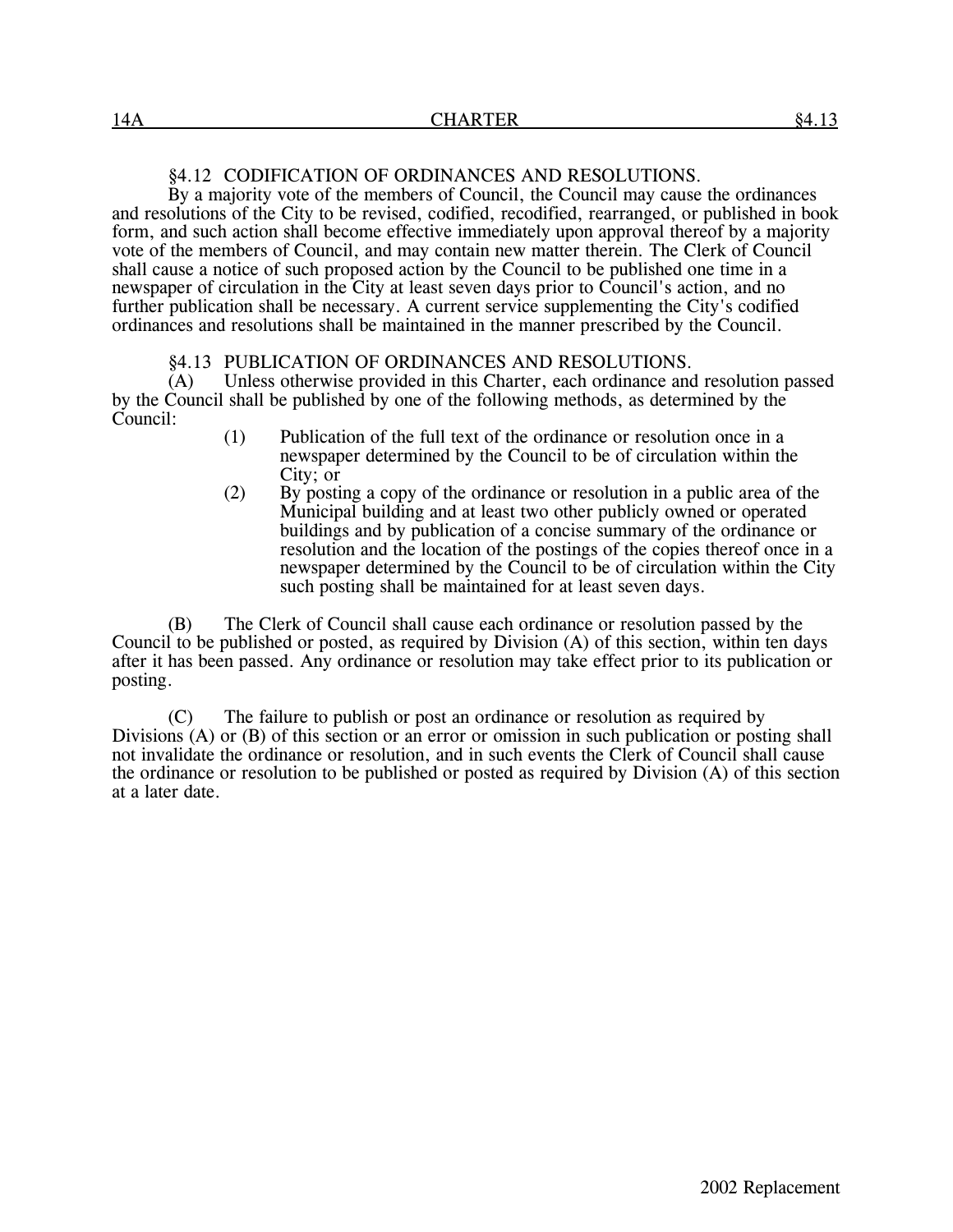§4.12 CODIFICATION OF ORDINANCES AND RESOLUTIONS.

By a majority vote of the members of Council, the Council may cause the ordinances and resolutions of the City to be revised, codified, recodified, rearranged, or published in book form, and such action shall become effective immediately upon approval thereof by a majority vote of the members of Council, and may contain new matter therein. The Clerk of Council shall cause a notice of such proposed action by the Council to be published one time in a newspaper of circulation in the City at least seven days prior to Council's action, and no further publication shall be necessary. A current service supplementing the City's codified ordinances and resolutions shall be maintained in the manner prescribed by the Council.

§4.13 PUBLICATION OF ORDINANCES AND RESOLUTIONS.

(A) Unless otherwise provided in this Charter, each ordinance and resolution passed by the Council shall be published by one of the following methods, as determined by the Council:

(1) Publication of the full text of the ordinance or resolution once in a newspaper determined by the Council to be of circulation within the City; or

(2) By posting a copy of the ordinance or resolution in a public area of the Municipal building and at least two other publicly owned or operated buildings and by publication of a concise summary of the ordinance or resolution and the location of the postings of the copies thereof once in a newspaper determined by the Council to be of circulation within the City such posting shall be maintained for at least seven days.

(B) The Clerk of Council shall cause each ordinance or resolution passed by the Council to be published or posted, as required by Division (A) of this section, within ten days after it has been passed. Any ordinance or resolution may take effect prior to its publication or posting.

(C) The failure to publish or post an ordinance or resolution as required by Divisions (A) or (B) of this section or an error or omission in such publication or posting shall not invalidate the ordinance or resolution, and in such events the Clerk of Council shall cause the ordinance or resolution to be published or posted as required by Division (A) of this section at a later date.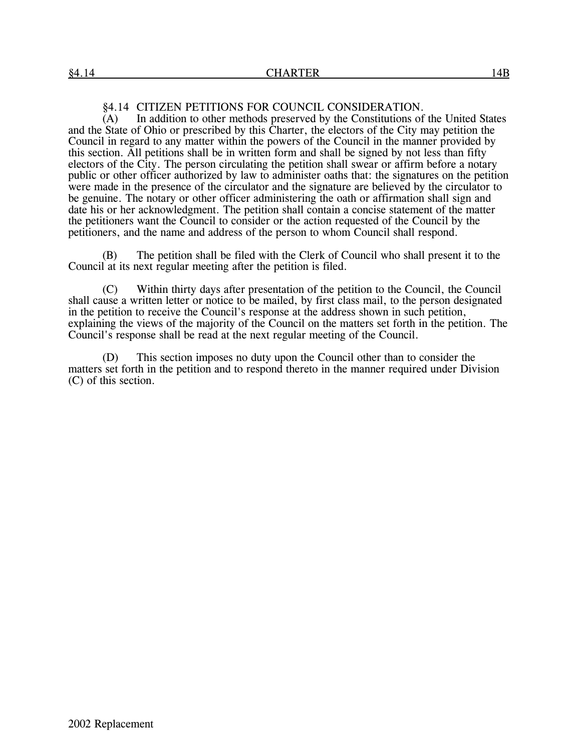§4.14 CITIZEN PETITIONS FOR COUNCIL CONSIDERATION.

(A) In addition to other methods preserved by the Constitutions of the United States and the State of Ohio or prescribed by this Charter, the electors of the City may petition the Council in regard to any matter within the powers of the Council in the manner provided by this section. All petitions shall be in written form and shall be signed by not less than fifty electors of the City. The person circulating the petition shall swear or affirm before a notary public or other officer authorized by law to administer oaths that: the signatures on the petition were made in the presence of the circulator and the signature are believed by the circulator to be genuine. The notary or other officer administering the oath or affirmation shall sign and date his or her acknowledgment. The petition shall contain a concise statement of the matter the petitioners want the Council to consider or the action requested of the Council by the petitioners, and the name and address of the person to whom Council shall respond.

(B) The petition shall be filed with the Clerk of Council who shall present it to the Council at its next regular meeting after the petition is filed.

(C) Within thirty days after presentation of the petition to the Council, the Council shall cause a written letter or notice to be mailed, by first class mail, to the person designated in the petition to receive the Council's response at the address shown in such petition, explaining the views of the majority of the Council on the matters set forth in the petition. The Council's response shall be read at the next regular meeting of the Council.

(D) This section imposes no duty upon the Council other than to consider the matters set forth in the petition and to respond thereto in the manner required under Division (C) of this section.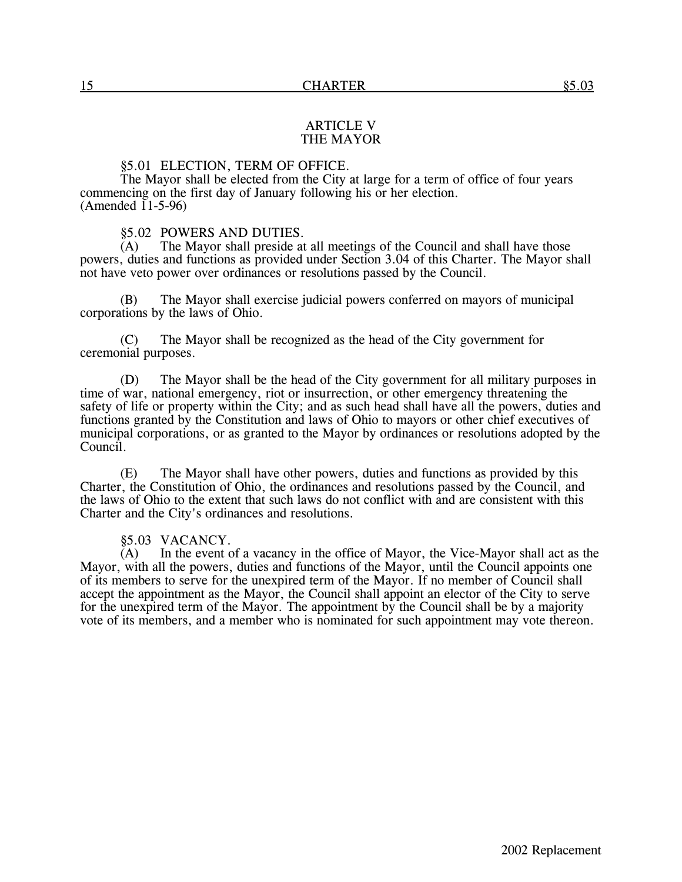# ARTICLE V
# THE MAYOR

## §5.01 ELECTION, TERM OF OFFICE.

The Mayor shall be elected from the City at large for a term of office of four years commencing on the first day of January following his or her election.
(Amended 11-5-96)

## §5.02 POWERS AND DUTIES.

(A) The Mayor shall preside at all meetings of the Council and shall have those powers, duties and functions as provided under Section 3.04 of this Charter. The Mayor shall not have veto power over ordinances or resolutions passed by the Council.

(B) The Mayor shall exercise judicial powers conferred on mayors of municipal corporations by the laws of Ohio.

(C) The Mayor shall be recognized as the head of the City government for ceremonial purposes.

(D) The Mayor shall be the head of the City government for all military purposes in time of war, national emergency, riot or insurrection, or other emergency threatening the safety of life or property within the City; and as such head shall have all the powers, duties and functions granted by the Constitution and laws of Ohio to mayors or other chief executives of municipal corporations, or as granted to the Mayor by ordinances or resolutions adopted by the Council.

(E) The Mayor shall have other powers, duties and functions as provided by this Charter, the Constitution of Ohio, the ordinances and resolutions passed by the Council, and the laws of Ohio to the extent that such laws do not conflict with and are consistent with this Charter and the City's ordinances and resolutions.

## §5.03 VACANCY.

(A) In the event of a vacancy in the office of Mayor, the Vice-Mayor shall act as the Mayor, with all the powers, duties and functions of the Mayor, until the Council appoints one of its members to serve for the unexpired term of the Mayor. If no member of Council shall accept the appointment as the Mayor, the Council shall appoint an elector of the City to serve for the unexpired term of the Mayor. The appointment by the Council shall be by a majority vote of its members, and a member who is nominated for such appointment may vote thereon.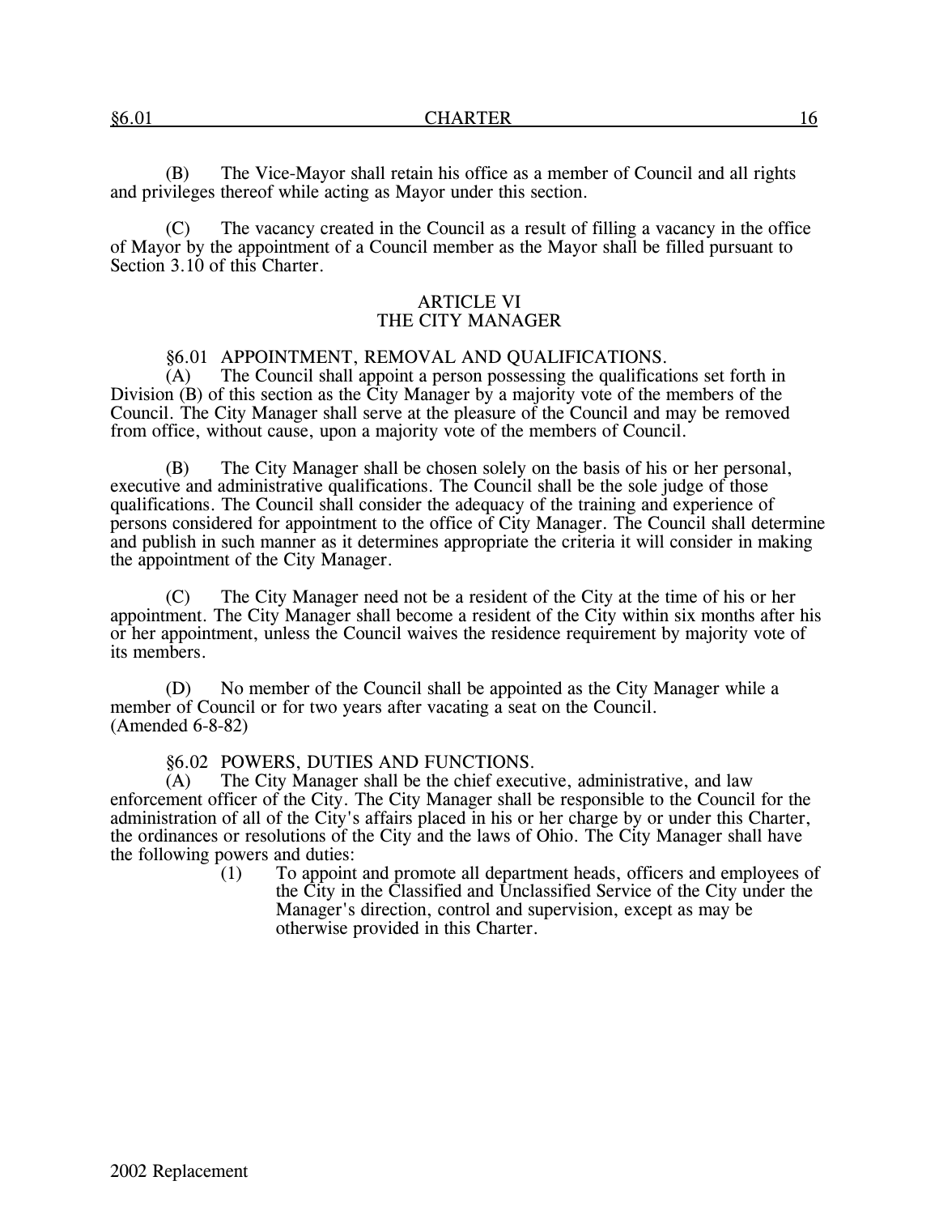(B) The Vice-Mayor shall retain his office as a member of Council and all rights and privileges thereof while acting as Mayor under this section.

(C) The vacancy created in the Council as a result of filling a vacancy in the office of Mayor by the appointment of a Council member as the Mayor shall be filled pursuant to Section 3.10 of this Charter.

## ARTICLE VI
## THE CITY MANAGER

### §6.01 APPOINTMENT, REMOVAL AND QUALIFICATIONS.

(A) The Council shall appoint a person possessing the qualifications set forth in Division (B) of this section as the City Manager by a majority vote of the members of the Council. The City Manager shall serve at the pleasure of the Council and may be removed from office, without cause, upon a majority vote of the members of Council.

(B) The City Manager shall be chosen solely on the basis of his or her personal, executive and administrative qualifications. The Council shall be the sole judge of those qualifications. The Council shall consider the adequacy of the training and experience of persons considered for appointment to the office of City Manager. The Council shall determine and publish in such manner as it determines appropriate the criteria it will consider in making the appointment of the City Manager.

(C) The City Manager need not be a resident of the City at the time of his or her appointment. The City Manager shall become a resident of the City within six months after his or her appointment, unless the Council waives the residence requirement by majority vote of its members.

(D) No member of the Council shall be appointed as the City Manager while a member of Council or for two years after vacating a seat on the Council.
(Amended 6-8-82)

### §6.02 POWERS, DUTIES AND FUNCTIONS.

(A) The City Manager shall be the chief executive, administrative, and law enforcement officer of the City. The City Manager shall be responsible to the Council for the administration of all of the City's affairs placed in his or her charge by or under this Charter, the ordinances or resolutions of the City and the laws of Ohio. The City Manager shall have the following powers and duties:

(1) To appoint and promote all department heads, officers and employees of the City in the Classified and Unclassified Service of the City under the Manager's direction, control and supervision, except as may be otherwise provided in this Charter.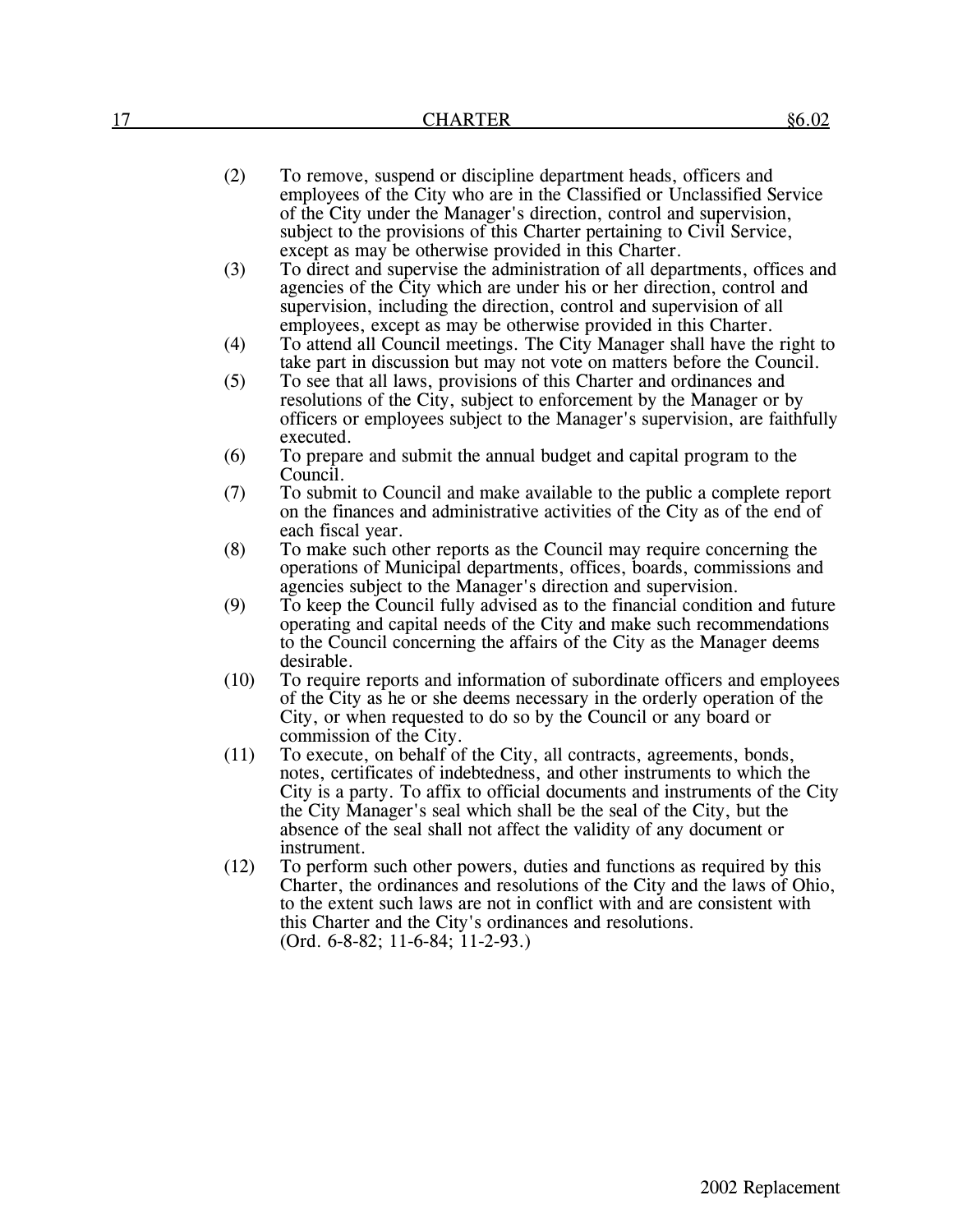(2) To remove, suspend or discipline department heads, officers and employees of the City who are in the Classified or Unclassified Service of the City under the Manager's direction, control and supervision, subject to the provisions of this Charter pertaining to Civil Service, except as may be otherwise provided in this Charter.

(3) To direct and supervise the administration of all departments, offices and agencies of the City which are under his or her direction, control and supervision, including the direction, control and supervision of all employees, except as may be otherwise provided in this Charter.

(4) To attend all Council meetings. The City Manager shall have the right to take part in discussion but may not vote on matters before the Council.

(5) To see that all laws, provisions of this Charter and ordinances and resolutions of the City, subject to enforcement by the Manager or by officers or employees subject to the Manager's supervision, are faithfully executed.

(6) To prepare and submit the annual budget and capital program to the Council.

(7) To submit to Council and make available to the public a complete report on the finances and administrative activities of the City as of the end of each fiscal year.

(8) To make such other reports as the Council may require concerning the operations of Municipal departments, offices, boards, commissions and agencies subject to the Manager's direction and supervision.

(9) To keep the Council fully advised as to the financial condition and future operating and capital needs of the City and make such recommendations to the Council concerning the affairs of the City as the Manager deems desirable.

(10) To require reports and information of subordinate officers and employees of the City as he or she deems necessary in the orderly operation of the City, or when requested to do so by the Council or any board or commission of the City.

(11) To execute, on behalf of the City, all contracts, agreements, bonds, notes, certificates of indebtedness, and other instruments to which the City is a party. To affix to official documents and instruments of the City the City Manager's seal which shall be the seal of the City, but the absence of the seal shall not affect the validity of any document or instrument.

(12) To perform such other powers, duties and functions as required by this Charter, the ordinances and resolutions of the City and the laws of Ohio, to the extent such laws are not in conflict with and are consistent with this Charter and the City's ordinances and resolutions.
(Ord. 6-8-82; 11-6-84; 11-2-93.)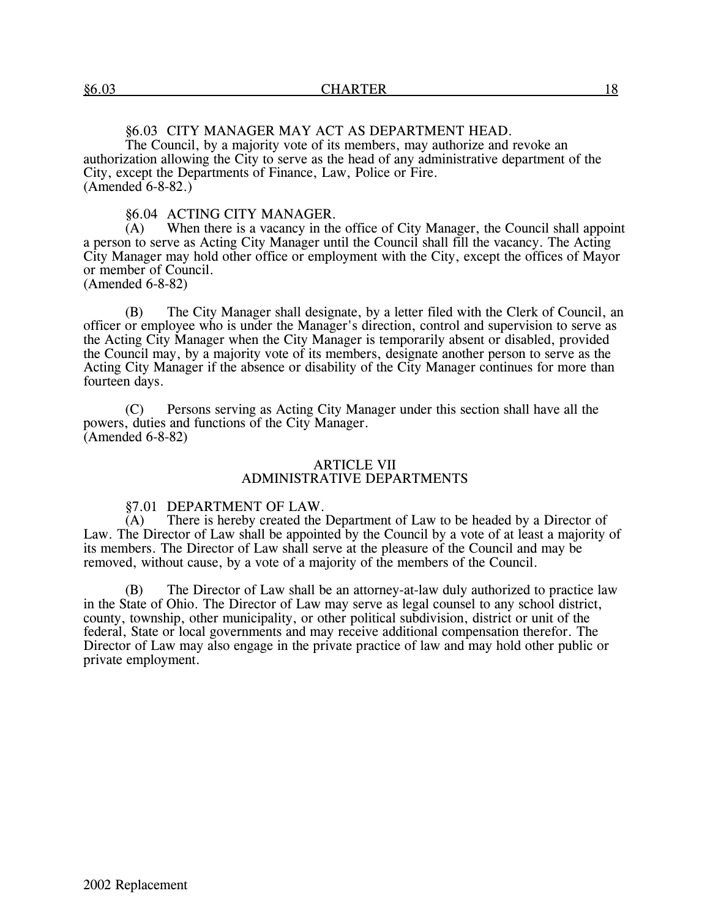§6.03 CITY MANAGER MAY ACT AS DEPARTMENT HEAD.

The Council, by a majority vote of its members, may authorize and revoke an authorization allowing the City to serve as the head of any administrative department of the City, except the Departments of Finance, Law, Police or Fire.
(Amended 6-8-82.)

§6.04 ACTING CITY MANAGER.

(A) When there is a vacancy in the office of City Manager, the Council shall appoint a person to serve as Acting City Manager until the Council shall fill the vacancy. The Acting City Manager may hold other office or employment with the City, except the offices of Mayor or member of Council.
(Amended 6-8-82)

(B) The City Manager shall designate, by a letter filed with the Clerk of Council, an officer or employee who is under the Manager's direction, control and supervision to serve as the Acting City Manager when the City Manager is temporarily absent or disabled, provided the Council may, by a majority vote of its members, designate another person to serve as the Acting City Manager if the absence or disability of the City Manager continues for more than fourteen days.

(C) Persons serving as Acting City Manager under this section shall have all the powers, duties and functions of the City Manager.
(Amended 6-8-82)

## ARTICLE VII
## ADMINISTRATIVE DEPARTMENTS

§7.01 DEPARTMENT OF LAW.

(A) There is hereby created the Department of Law to be headed by a Director of Law. The Director of Law shall be appointed by the Council by a vote of at least a majority of its members. The Director of Law shall serve at the pleasure of the Council and may be removed, without cause, by a vote of a majority of the members of the Council.

(B) The Director of Law shall be an attorney-at-law duly authorized to practice law in the State of Ohio. The Director of Law may serve as legal counsel to any school district, county, township, other municipality, or other political subdivision, district or unit of the federal, State or local governments and may receive additional compensation therefor. The Director of Law may also engage in the private practice of law and may hold other public or private employment.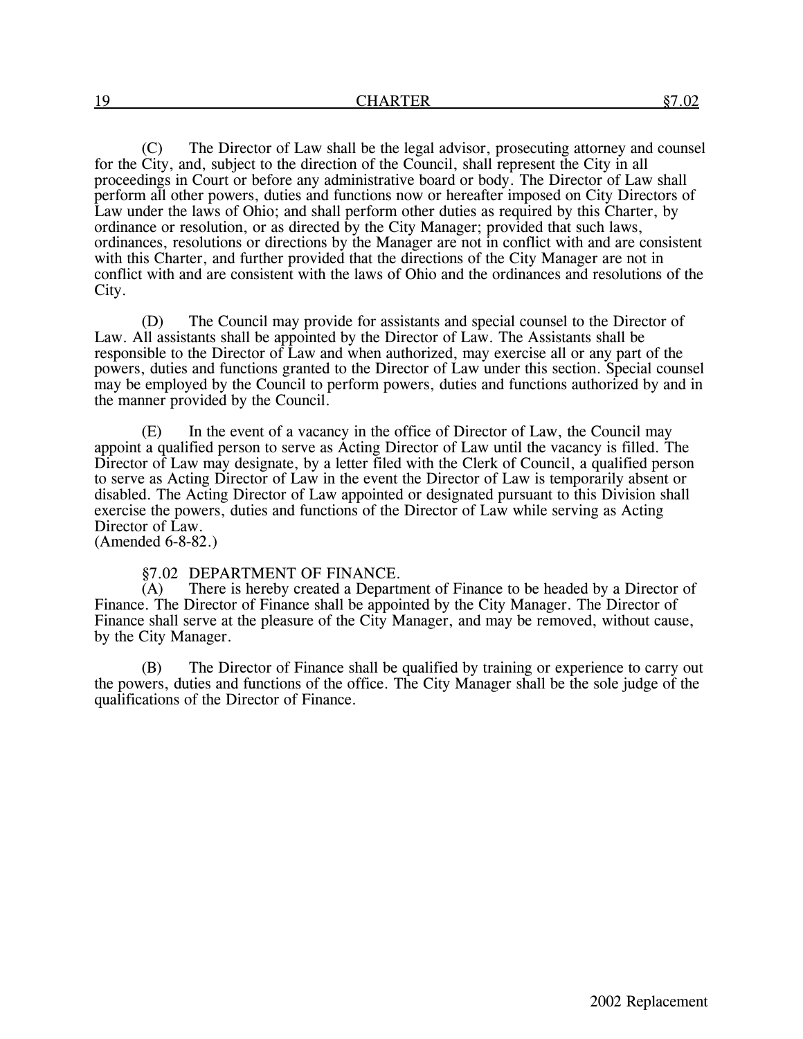(C) The Director of Law shall be the legal advisor, prosecuting attorney and counsel for the City, and, subject to the direction of the Council, shall represent the City in all proceedings in Court or before any administrative board or body. The Director of Law shall perform all other powers, duties and functions now or hereafter imposed on City Directors of Law under the laws of Ohio; and shall perform other duties as required by this Charter, by ordinance or resolution, or as directed by the City Manager; provided that such laws, ordinances, resolutions or directions by the Manager are not in conflict with and are consistent with this Charter, and further provided that the directions of the City Manager are not in conflict with and are consistent with the laws of Ohio and the ordinances and resolutions of the City.

(D) The Council may provide for assistants and special counsel to the Director of Law. All assistants shall be appointed by the Director of Law. The Assistants shall be responsible to the Director of Law and when authorized, may exercise all or any part of the powers, duties and functions granted to the Director of Law under this section. Special counsel may be employed by the Council to perform powers, duties and functions authorized by and in the manner provided by the Council.

(E) In the event of a vacancy in the office of Director of Law, the Council may appoint a qualified person to serve as Acting Director of Law until the vacancy is filled. The Director of Law may designate, by a letter filed with the Clerk of Council, a qualified person to serve as Acting Director of Law in the event the Director of Law is temporarily absent or disabled. The Acting Director of Law appointed or designated pursuant to this Division shall exercise the powers, duties and functions of the Director of Law while serving as Acting Director of Law.
(Amended 6-8-82.)

§7.02 DEPARTMENT OF FINANCE.

(A) There is hereby created a Department of Finance to be headed by a Director of Finance. The Director of Finance shall be appointed by the City Manager. The Director of Finance shall serve at the pleasure of the City Manager, and may be removed, without cause, by the City Manager.

(B) The Director of Finance shall be qualified by training or experience to carry out the powers, duties and functions of the office. The City Manager shall be the sole judge of the qualifications of the Director of Finance.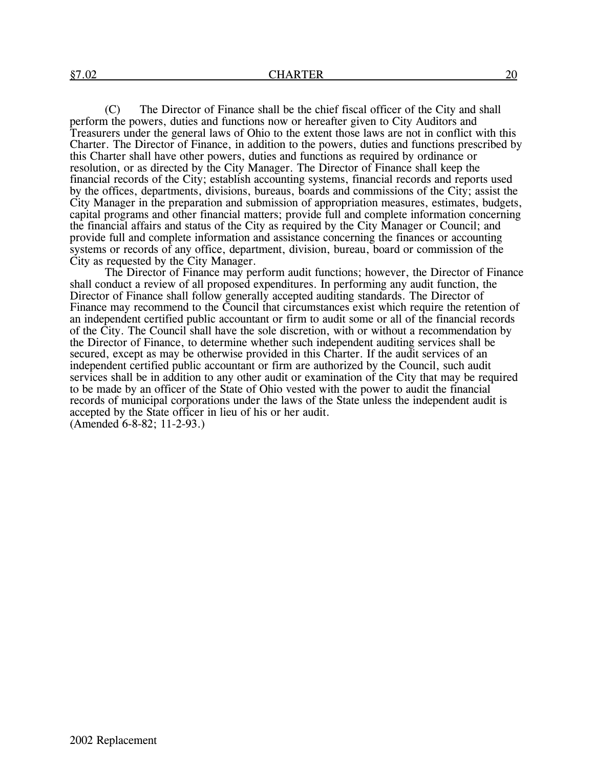(C) The Director of Finance shall be the chief fiscal officer of the City and shall perform the powers, duties and functions now or hereafter given to City Auditors and Treasurers under the general laws of Ohio to the extent those laws are not in conflict with this Charter. The Director of Finance, in addition to the powers, duties and functions prescribed by this Charter shall have other powers, duties and functions as required by ordinance or resolution, or as directed by the City Manager. The Director of Finance shall keep the financial records of the City; establish accounting systems, financial records and reports used by the offices, departments, divisions, bureaus, boards and commissions of the City; assist the City Manager in the preparation and submission of appropriation measures, estimates, budgets, capital programs and other financial matters; provide full and complete information concerning the financial affairs and status of the City as required by the City Manager or Council; and provide full and complete information and assistance concerning the finances or accounting systems or records of any office, department, division, bureau, board or commission of the City as requested by the City Manager.

The Director of Finance may perform audit functions; however, the Director of Finance shall conduct a review of all proposed expenditures. In performing any audit function, the Director of Finance shall follow generally accepted auditing standards. The Director of Finance may recommend to the Council that circumstances exist which require the retention of an independent certified public accountant or firm to audit some or all of the financial records of the City. The Council shall have the sole discretion, with or without a recommendation by the Director of Finance, to determine whether such independent auditing services shall be secured, except as may be otherwise provided in this Charter. If the audit services of an independent certified public accountant or firm are authorized by the Council, such audit services shall be in addition to any other audit or examination of the City that may be required to be made by an officer of the State of Ohio vested with the power to audit the financial records of municipal corporations under the laws of the State unless the independent audit is accepted by the State officer in lieu of his or her audit.
(Amended 6-8-82; 11-2-93.)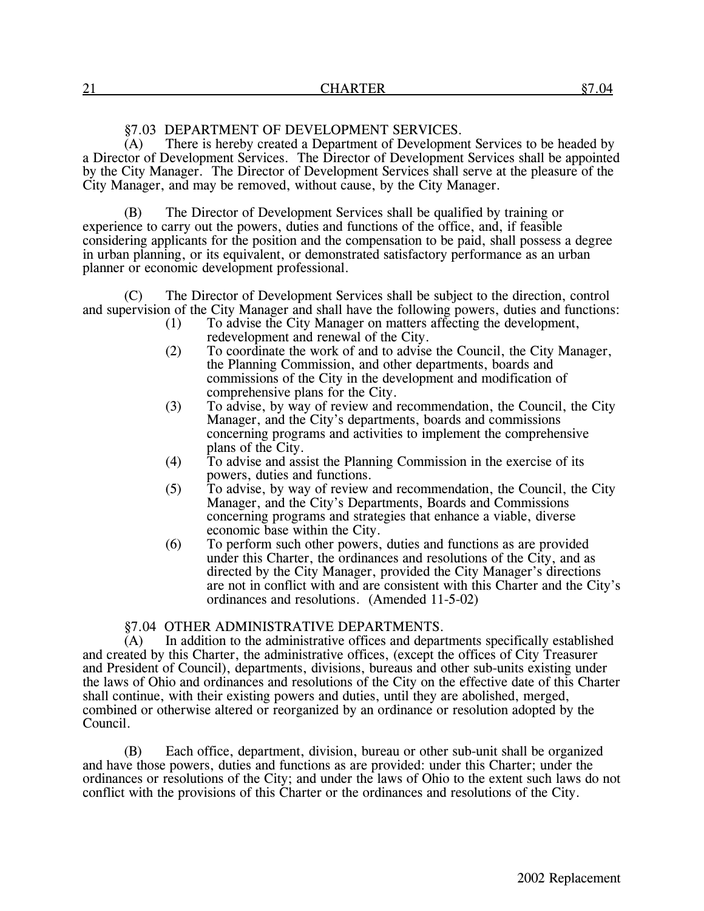### §7.03 DEPARTMENT OF DEVELOPMENT SERVICES.

(A) There is hereby created a Department of Development Services to be headed by a Director of Development Services. The Director of Development Services shall be appointed by the City Manager. The Director of Development Services shall serve at the pleasure of the City Manager, and may be removed, without cause, by the City Manager.

(B) The Director of Development Services shall be qualified by training or experience to carry out the powers, duties and functions of the office, and, if feasible considering applicants for the position and the compensation to be paid, shall possess a degree in urban planning, or its equivalent, or demonstrated satisfactory performance as an urban planner or economic development professional.

(C) The Director of Development Services shall be subject to the direction, control and supervision of the City Manager and shall have the following powers, duties and functions:

(1) To advise the City Manager on matters affecting the development, redevelopment and renewal of the City.

(2) To coordinate the work of and to advise the Council, the City Manager, the Planning Commission, and other departments, boards and commissions of the City in the development and modification of comprehensive plans for the City.

(3) To advise, by way of review and recommendation, the Council, the City Manager, and the City's departments, boards and commissions concerning programs and activities to implement the comprehensive plans of the City.

(4) To advise and assist the Planning Commission in the exercise of its powers, duties and functions.

(5) To advise, by way of review and recommendation, the Council, the City Manager, and the City's Departments, Boards and Commissions concerning programs and strategies that enhance a viable, diverse economic base within the City.

(6) To perform such other powers, duties and functions as are provided under this Charter, the ordinances and resolutions of the City, and as directed by the City Manager, provided the City Manager's directions are not in conflict with and are consistent with this Charter and the City's ordinances and resolutions. (Amended 11-5-02)

### §7.04 OTHER ADMINISTRATIVE DEPARTMENTS.

(A) In addition to the administrative offices and departments specifically established and created by this Charter, the administrative offices, (except the offices of City Treasurer and President of Council), departments, divisions, bureaus and other sub-units existing under the laws of Ohio and ordinances and resolutions of the City on the effective date of this Charter shall continue, with their existing powers and duties, until they are abolished, merged, combined or otherwise altered or reorganized by an ordinance or resolution adopted by the Council.

(B) Each office, department, division, bureau or other sub-unit shall be organized and have those powers, duties and functions as are provided: under this Charter; under the ordinances or resolutions of the City; and under the laws of Ohio to the extent such laws do not conflict with the provisions of this Charter or the ordinances and resolutions of the City.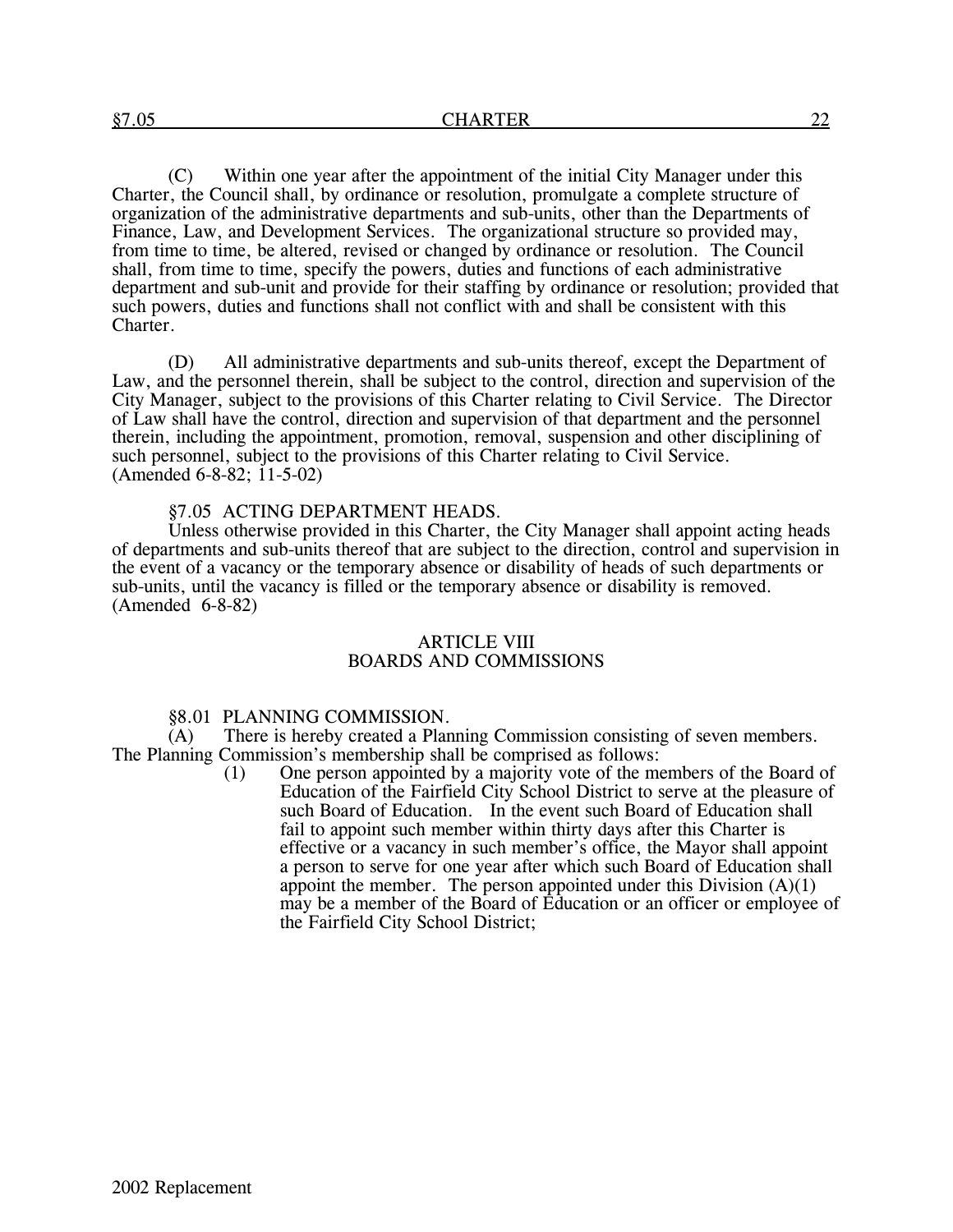(C) Within one year after the appointment of the initial City Manager under this Charter, the Council shall, by ordinance or resolution, promulgate a complete structure of organization of the administrative departments and sub-units, other than the Departments of Finance, Law, and Development Services. The organizational structure so provided may, from time to time, be altered, revised or changed by ordinance or resolution. The Council shall, from time to time, specify the powers, duties and functions of each administrative department and sub-unit and provide for their staffing by ordinance or resolution; provided that such powers, duties and functions shall not conflict with and shall be consistent with this Charter.

(D) All administrative departments and sub-units thereof, except the Department of Law, and the personnel therein, shall be subject to the control, direction and supervision of the City Manager, subject to the provisions of this Charter relating to Civil Service. The Director of Law shall have the control, direction and supervision of that department and the personnel therein, including the appointment, promotion, removal, suspension and other disciplining of such personnel, subject to the provisions of this Charter relating to Civil Service.
(Amended 6-8-82; 11-5-02)

### §7.05 ACTING DEPARTMENT HEADS.

Unless otherwise provided in this Charter, the City Manager shall appoint acting heads of departments and sub-units thereof that are subject to the direction, control and supervision in the event of a vacancy or the temporary absence or disability of heads of such departments or sub-units, until the vacancy is filled or the temporary absence or disability is removed.
(Amended 6-8-82)

## ARTICLE VIII
## BOARDS AND COMMISSIONS

### §8.01 PLANNING COMMISSION.

(A) There is hereby created a Planning Commission consisting of seven members. The Planning Commission's membership shall be comprised as follows:

(1) One person appointed by a majority vote of the members of the Board of Education of the Fairfield City School District to serve at the pleasure of such Board of Education. In the event such Board of Education shall fail to appoint such member within thirty days after this Charter is effective or a vacancy in such member's office, the Mayor shall appoint a person to serve for one year after which such Board of Education shall appoint the member. The person appointed under this Division (A)(1) may be a member of the Board of Education or an officer or employee of the Fairfield City School District;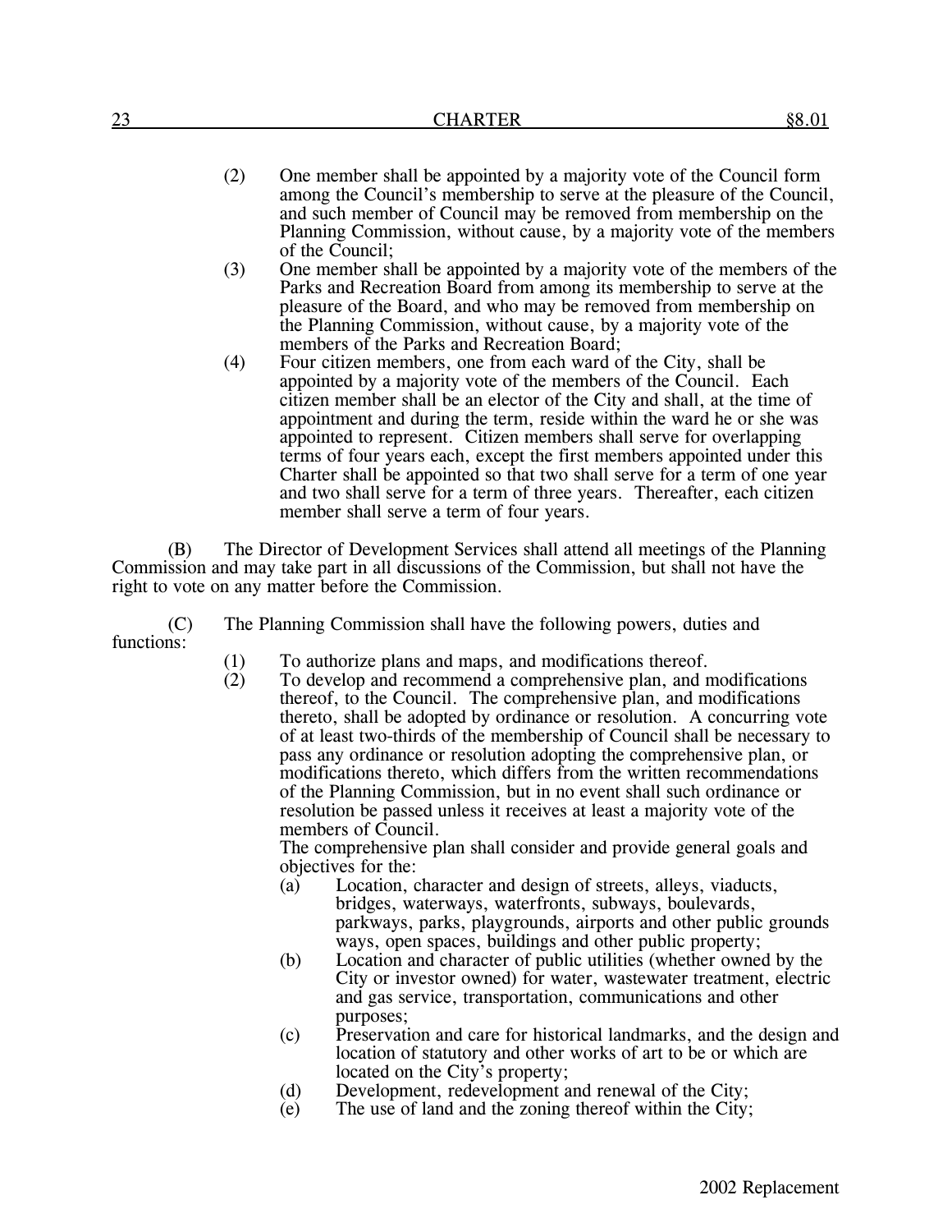(2) One member shall be appointed by a majority vote of the Council form among the Council's membership to serve at the pleasure of the Council, and such member of Council may be removed from membership on the Planning Commission, without cause, by a majority vote of the members of the Council;

(3) One member shall be appointed by a majority vote of the members of the Parks and Recreation Board from among its membership to serve at the pleasure of the Board, and who may be removed from membership on the Planning Commission, without cause, by a majority vote of the members of the Parks and Recreation Board;

(4) Four citizen members, one from each ward of the City, shall be appointed by a majority vote of the members of the Council. Each citizen member shall be an elector of the City and shall, at the time of appointment and during the term, reside within the ward he or she was appointed to represent. Citizen members shall serve for overlapping terms of four years each, except the first members appointed under this Charter shall be appointed so that two shall serve for a term of one year and two shall serve for a term of three years. Thereafter, each citizen member shall serve a term of four years.

(B) The Director of Development Services shall attend all meetings of the Planning Commission and may take part in all discussions of the Commission, but shall not have the right to vote on any matter before the Commission.

(C) The Planning Commission shall have the following powers, duties and functions:

(1) To authorize plans and maps, and modifications thereof.

(2) To develop and recommend a comprehensive plan, and modifications thereof, to the Council. The comprehensive plan, and modifications thereto, shall be adopted by ordinance or resolution. A concurring vote of at least two-thirds of the membership of Council shall be necessary to pass any ordinance or resolution adopting the comprehensive plan, or modifications thereto, which differs from the written recommendations of the Planning Commission, but in no event shall such ordinance or resolution be passed unless it receives at least a majority vote of the members of Council.

The comprehensive plan shall consider and provide general goals and objectives for the:

(a) Location, character and design of streets, alleys, viaducts, bridges, waterways, waterfronts, subways, boulevards, parkways, parks, playgrounds, airports and other public grounds ways, open spaces, buildings and other public property;

(b) Location and character of public utilities (whether owned by the City or investor owned) for water, wastewater treatment, electric and gas service, transportation, communications and other purposes;

(c) Preservation and care for historical landmarks, and the design and location of statutory and other works of art to be or which are located on the City's property;

(d) Development, redevelopment and renewal of the City;

(e) The use of land and the zoning thereof within the City;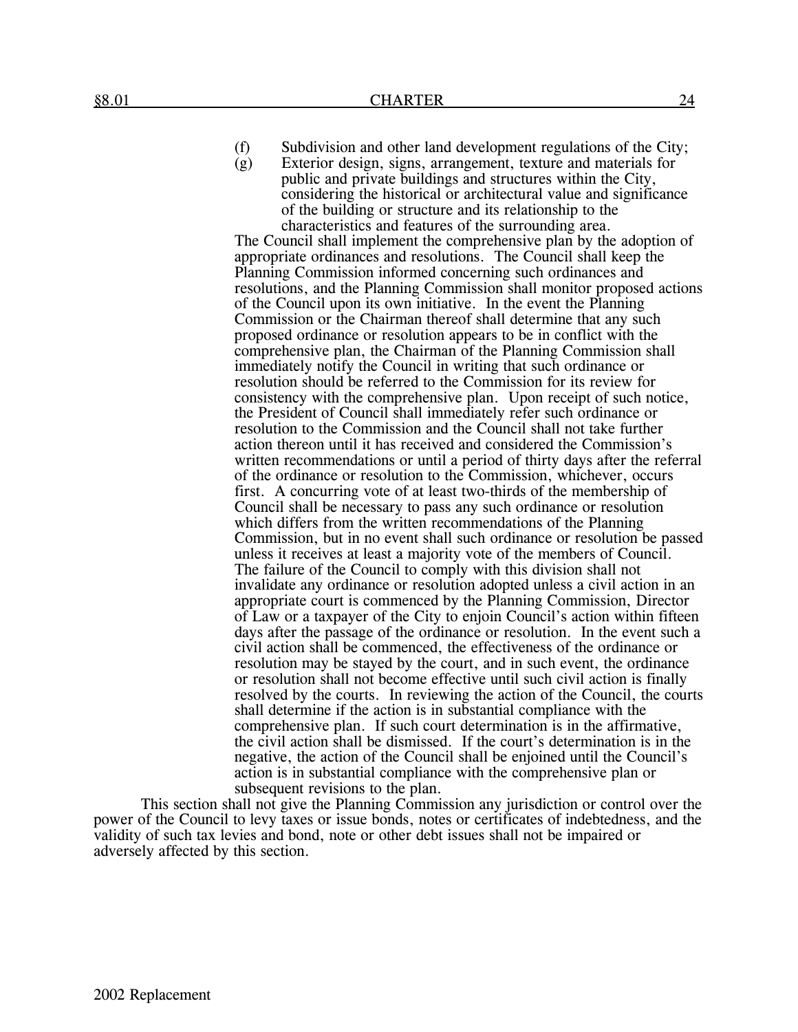(f) Subdivision and other land development regulations of the City;

(g) Exterior design, signs, arrangement, texture and materials for public and private buildings and structures within the City, considering the historical or architectural value and significance of the building or structure and its relationship to the characteristics and features of the surrounding area.

The Council shall implement the comprehensive plan by the adoption of appropriate ordinances and resolutions. The Council shall keep the Planning Commission informed concerning such ordinances and resolutions, and the Planning Commission shall monitor proposed actions of the Council upon its own initiative. In the event the Planning Commission or the Chairman thereof shall determine that any such proposed ordinance or resolution appears to be in conflict with the comprehensive plan, the Chairman of the Planning Commission shall immediately notify the Council in writing that such ordinance or resolution should be referred to the Commission for its review for consistency with the comprehensive plan. Upon receipt of such notice, the President of Council shall immediately refer such ordinance or resolution to the Commission and the Council shall not take further action thereon until it has received and considered the Commission's written recommendations or until a period of thirty days after the referral of the ordinance or resolution to the Commission, whichever, occurs first. A concurring vote of at least two-thirds of the membership of Council shall be necessary to pass any such ordinance or resolution which differs from the written recommendations of the Planning Commission, but in no event shall such ordinance or resolution be passed unless it receives at least a majority vote of the members of Council. The failure of the Council to comply with this division shall not invalidate any ordinance or resolution adopted unless a civil action in an appropriate court is commenced by the Planning Commission, Director of Law or a taxpayer of the City to enjoin Council's action within fifteen days after the passage of the ordinance or resolution. In the event such a civil action shall be commenced, the effectiveness of the ordinance or resolution may be stayed by the court, and in such event, the ordinance or resolution shall not become effective until such civil action is finally resolved by the courts. In reviewing the action of the Council, the courts shall determine if the action is in substantial compliance with the comprehensive plan. If such court determination is in the affirmative, the civil action shall be dismissed. If the court's determination is in the negative, the action of the Council shall be enjoined until the Council's action is in substantial compliance with the comprehensive plan or subsequent revisions to the plan.

This section shall not give the Planning Commission any jurisdiction or control over the power of the Council to levy taxes or issue bonds, notes or certificates of indebtedness, and the validity of such tax levies and bond, note or other debt issues shall not be impaired or adversely affected by this section.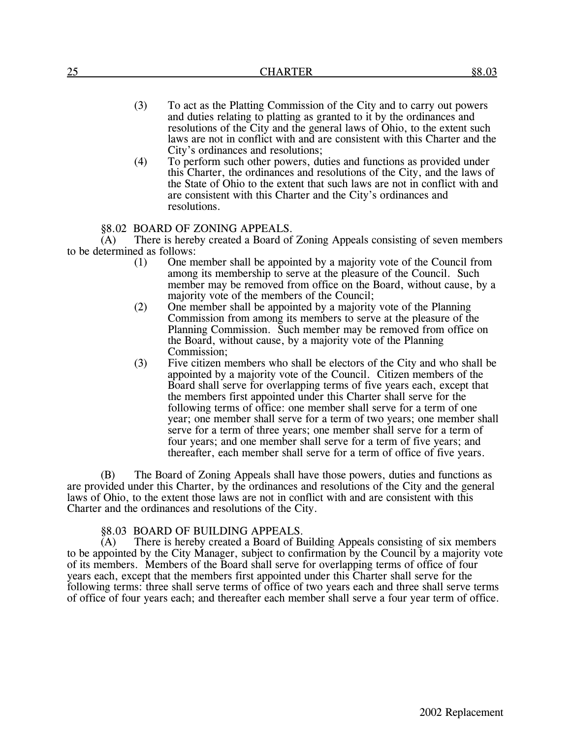(3) To act as the Platting Commission of the City and to carry out powers and duties relating to platting as granted to it by the ordinances and resolutions of the City and the general laws of Ohio, to the extent such laws are not in conflict with and are consistent with this Charter and the City's ordinances and resolutions;

(4) To perform such other powers, duties and functions as provided under this Charter, the ordinances and resolutions of the City, and the laws of the State of Ohio to the extent that such laws are not in conflict with and are consistent with this Charter and the City's ordinances and resolutions.

§8.02 BOARD OF ZONING APPEALS.

(A) There is hereby created a Board of Zoning Appeals consisting of seven members to be determined as follows:

(1) One member shall be appointed by a majority vote of the Council from among its membership to serve at the pleasure of the Council. Such member may be removed from office on the Board, without cause, by a majority vote of the members of the Council;

(2) One member shall be appointed by a majority vote of the Planning Commission from among its members to serve at the pleasure of the Planning Commission. Such member may be removed from office on the Board, without cause, by a majority vote of the Planning Commission;

(3) Five citizen members who shall be electors of the City and who shall be appointed by a majority vote of the Council. Citizen members of the Board shall serve for overlapping terms of five years each, except that the members first appointed under this Charter shall serve for the following terms of office: one member shall serve for a term of one year; one member shall serve for a term of two years; one member shall serve for a term of three years; one member shall serve for a term of four years; and one member shall serve for a term of five years; and thereafter, each member shall serve for a term of office of five years.

(B) The Board of Zoning Appeals shall have those powers, duties and functions as are provided under this Charter, by the ordinances and resolutions of the City and the general laws of Ohio, to the extent those laws are not in conflict with and are consistent with this Charter and the ordinances and resolutions of the City.

§8.03 BOARD OF BUILDING APPEALS.

(A) There is hereby created a Board of Building Appeals consisting of six members to be appointed by the City Manager, subject to confirmation by the Council by a majority vote of its members. Members of the Board shall serve for overlapping terms of office of four years each, except that the members first appointed under this Charter shall serve for the following terms: three shall serve terms of office of two years each and three shall serve terms of office of four years each; and thereafter each member shall serve a four year term of office.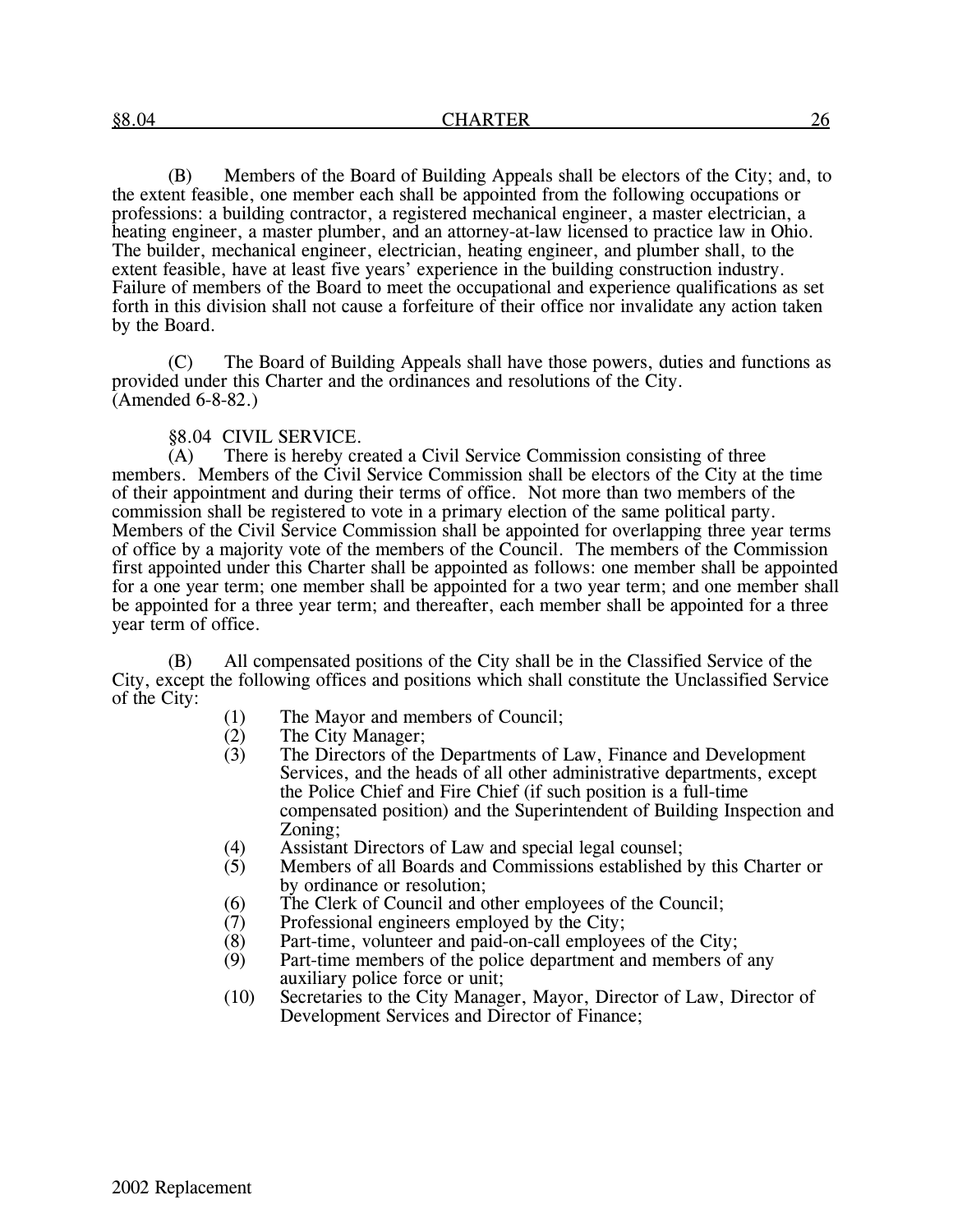(B) Members of the Board of Building Appeals shall be electors of the City; and, to the extent feasible, one member each shall be appointed from the following occupations or professions: a building contractor, a registered mechanical engineer, a master electrician, a heating engineer, a master plumber, and an attorney-at-law licensed to practice law in Ohio. The builder, mechanical engineer, electrician, heating engineer, and plumber shall, to the extent feasible, have at least five years' experience in the building construction industry. Failure of members of the Board to meet the occupational and experience qualifications as set forth in this division shall not cause a forfeiture of their office nor invalidate any action taken by the Board.

(C) The Board of Building Appeals shall have those powers, duties and functions as provided under this Charter and the ordinances and resolutions of the City.
(Amended 6-8-82.)

§8.04 CIVIL SERVICE.

(A) There is hereby created a Civil Service Commission consisting of three members. Members of the Civil Service Commission shall be electors of the City at the time of their appointment and during their terms of office. Not more than two members of the commission shall be registered to vote in a primary election of the same political party. Members of the Civil Service Commission shall be appointed for overlapping three year terms of office by a majority vote of the members of the Council. The members of the Commission first appointed under this Charter shall be appointed as follows: one member shall be appointed for a one year term; one member shall be appointed for a two year term; and one member shall be appointed for a three year term; and thereafter, each member shall be appointed for a three year term of office.

(B) All compensated positions of the City shall be in the Classified Service of the City, except the following offices and positions which shall constitute the Unclassified Service of the City:

(1) The Mayor and members of Council;
(2) The City Manager;
(3) The Directors of the Departments of Law, Finance and Development Services, and the heads of all other administrative departments, except the Police Chief and Fire Chief (if such position is a full-time compensated position) and the Superintendent of Building Inspection and Zoning;
(4) Assistant Directors of Law and special legal counsel;
(5) Members of all Boards and Commissions established by this Charter or by ordinance or resolution;
(6) The Clerk of Council and other employees of the Council;
(7) Professional engineers employed by the City;
(8) Part-time, volunteer and paid-on-call employees of the City;
(9) Part-time members of the police department and members of any auxiliary police force or unit;
(10) Secretaries to the City Manager, Mayor, Director of Law, Director of Development Services and Director of Finance;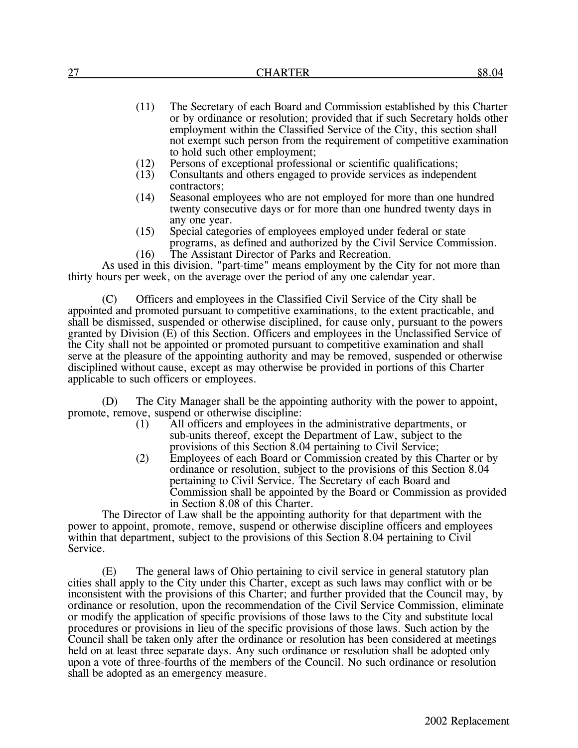(11) The Secretary of each Board and Commission established by this Charter or by ordinance or resolution; provided that if such Secretary holds other employment within the Classified Service of the City, this section shall not exempt such person from the requirement of competitive examination to hold such other employment;

(12) Persons of exceptional professional or scientific qualifications;

(13) Consultants and others engaged to provide services as independent contractors;

(14) Seasonal employees who are not employed for more than one hundred twenty consecutive days or for more than one hundred twenty days in any one year.

(15) Special categories of employees employed under federal or state programs, as defined and authorized by the Civil Service Commission.

(16) The Assistant Director of Parks and Recreation.

As used in this division, "part-time" means employment by the City for not more than thirty hours per week, on the average over the period of any one calendar year.

(C) Officers and employees in the Classified Civil Service of the City shall be appointed and promoted pursuant to competitive examinations, to the extent practicable, and shall be dismissed, suspended or otherwise disciplined, for cause only, pursuant to the powers granted by Division (E) of this Section. Officers and employees in the Unclassified Service of the City shall not be appointed or promoted pursuant to competitive examination and shall serve at the pleasure of the appointing authority and may be removed, suspended or otherwise disciplined without cause, except as may otherwise be provided in portions of this Charter applicable to such officers or employees.

(D) The City Manager shall be the appointing authority with the power to appoint, promote, remove, suspend or otherwise discipline:

(1) All officers and employees in the administrative departments, or sub-units thereof, except the Department of Law, subject to the provisions of this Section 8.04 pertaining to Civil Service;

(2) Employees of each Board or Commission created by this Charter or by ordinance or resolution, subject to the provisions of this Section 8.04 pertaining to Civil Service. The Secretary of each Board and Commission shall be appointed by the Board or Commission as provided in Section 8.08 of this Charter.

The Director of Law shall be the appointing authority for that department with the power to appoint, promote, remove, suspend or otherwise discipline officers and employees within that department, subject to the provisions of this Section 8.04 pertaining to Civil Service.

(E) The general laws of Ohio pertaining to civil service in general statutory plan cities shall apply to the City under this Charter, except as such laws may conflict with or be inconsistent with the provisions of this Charter; and further provided that the Council may, by ordinance or resolution, upon the recommendation of the Civil Service Commission, eliminate or modify the application of specific provisions of those laws to the City and substitute local procedures or provisions in lieu of the specific provisions of those laws. Such action by the Council shall be taken only after the ordinance or resolution has been considered at meetings held on at least three separate days. Any such ordinance or resolution shall be adopted only upon a vote of three-fourths of the members of the Council. No such ordinance or resolution shall be adopted as an emergency measure.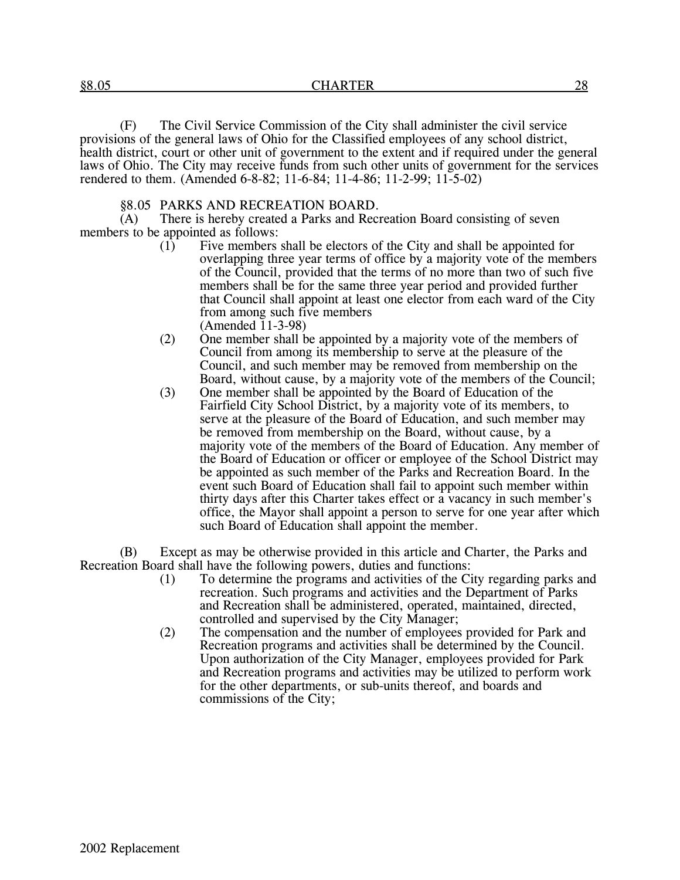(F) The Civil Service Commission of the City shall administer the civil service provisions of the general laws of Ohio for the Classified employees of any school district, health district, court or other unit of government to the extent and if required under the general laws of Ohio. The City may receive funds from such other units of government for the services rendered to them. (Amended 6-8-82; 11-6-84; 11-4-86; 11-2-99; 11-5-02)

§8.05 PARKS AND RECREATION BOARD.

(A) There is hereby created a Parks and Recreation Board consisting of seven members to be appointed as follows:

(1) Five members shall be electors of the City and shall be appointed for overlapping three year terms of office by a majority vote of the members of the Council, provided that the terms of no more than two of such five members shall be for the same three year period and provided further that Council shall appoint at least one elector from each ward of the City from among such five members
(Amended 11-3-98)

(2) One member shall be appointed by a majority vote of the members of Council from among its membership to serve at the pleasure of the Council, and such member may be removed from membership on the Board, without cause, by a majority vote of the members of the Council;

(3) One member shall be appointed by the Board of Education of the Fairfield City School District, by a majority vote of its members, to serve at the pleasure of the Board of Education, and such member may be removed from membership on the Board, without cause, by a majority vote of the members of the Board of Education. Any member of the Board of Education or officer or employee of the School District may be appointed as such member of the Parks and Recreation Board. In the event such Board of Education shall fail to appoint such member within thirty days after this Charter takes effect or a vacancy in such member's office, the Mayor shall appoint a person to serve for one year after which such Board of Education shall appoint the member.

(B) Except as may be otherwise provided in this article and Charter, the Parks and Recreation Board shall have the following powers, duties and functions:

(1) To determine the programs and activities of the City regarding parks and recreation. Such programs and activities and the Department of Parks and Recreation shall be administered, operated, maintained, directed, controlled and supervised by the City Manager;

(2) The compensation and the number of employees provided for Park and Recreation programs and activities shall be determined by the Council. Upon authorization of the City Manager, employees provided for Park and Recreation programs and activities may be utilized to perform work for the other departments, or sub-units thereof, and boards and commissions of the City;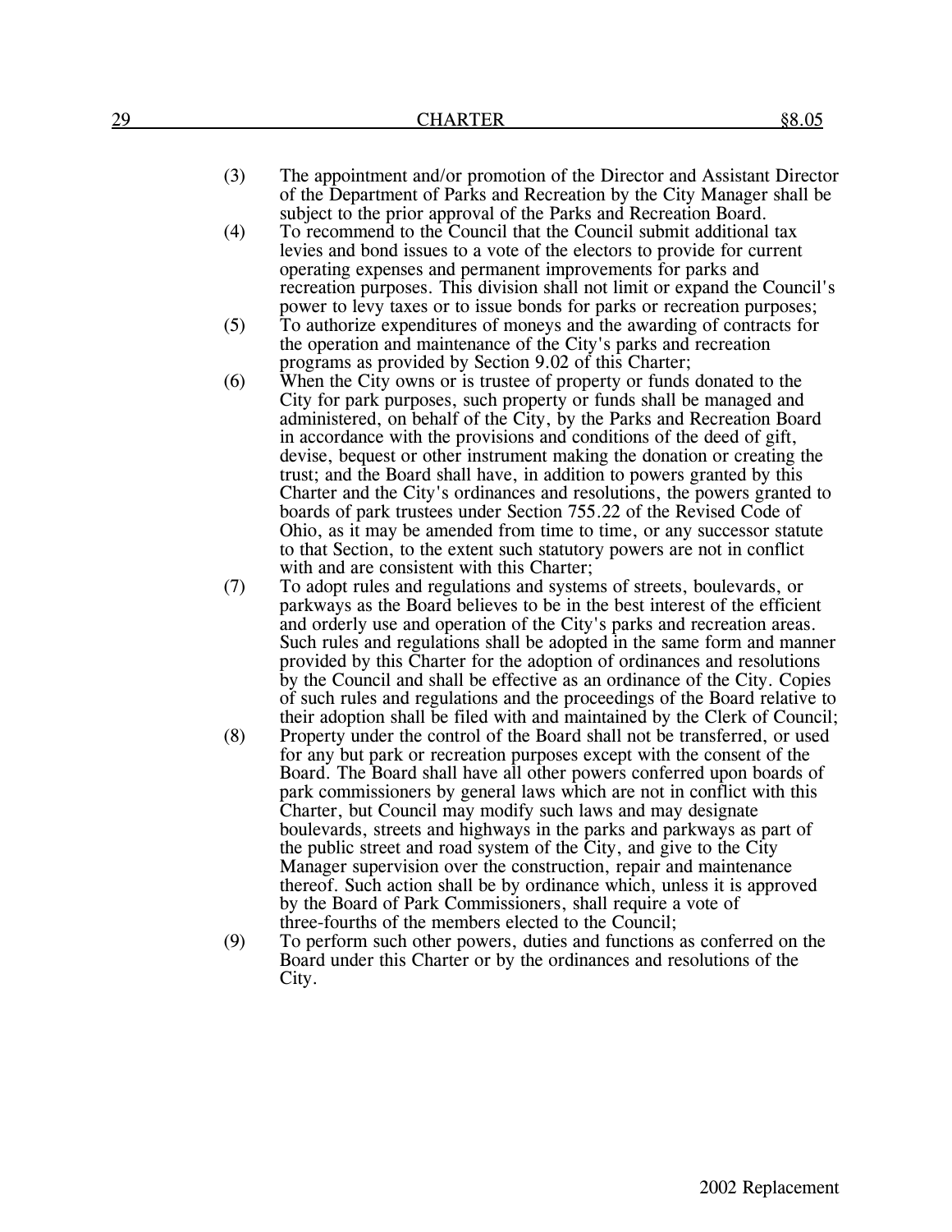(3) The appointment and/or promotion of the Director and Assistant Director of the Department of Parks and Recreation by the City Manager shall be subject to the prior approval of the Parks and Recreation Board.

(4) To recommend to the Council that the Council submit additional tax levies and bond issues to a vote of the electors to provide for current operating expenses and permanent improvements for parks and recreation purposes. This division shall not limit or expand the Council's power to levy taxes or to issue bonds for parks or recreation purposes;

(5) To authorize expenditures of moneys and the awarding of contracts for the operation and maintenance of the City's parks and recreation programs as provided by Section 9.02 of this Charter;

(6) When the City owns or is trustee of property or funds donated to the City for park purposes, such property or funds shall be managed and administered, on behalf of the City, by the Parks and Recreation Board in accordance with the provisions and conditions of the deed of gift, devise, bequest or other instrument making the donation or creating the trust; and the Board shall have, in addition to powers granted by this Charter and the City's ordinances and resolutions, the powers granted to boards of park trustees under Section 755.22 of the Revised Code of Ohio, as it may be amended from time to time, or any successor statute to that Section, to the extent such statutory powers are not in conflict with and are consistent with this Charter;

(7) To adopt rules and regulations and systems of streets, boulevards, or parkways as the Board believes to be in the best interest of the efficient and orderly use and operation of the City's parks and recreation areas. Such rules and regulations shall be adopted in the same form and manner provided by this Charter for the adoption of ordinances and resolutions by the Council and shall be effective as an ordinance of the City. Copies of such rules and regulations and the proceedings of the Board relative to their adoption shall be filed with and maintained by the Clerk of Council;

(8) Property under the control of the Board shall not be transferred, or used for any but park or recreation purposes except with the consent of the Board. The Board shall have all other powers conferred upon boards of park commissioners by general laws which are not in conflict with this Charter, but Council may modify such laws and may designate boulevards, streets and highways in the parks and parkways as part of the public street and road system of the City, and give to the City Manager supervision over the construction, repair and maintenance thereof. Such action shall be by ordinance which, unless it is approved by the Board of Park Commissioners, shall require a vote of three-fourths of the members elected to the Council;

(9) To perform such other powers, duties and functions as conferred on the Board under this Charter or by the ordinances and resolutions of the City.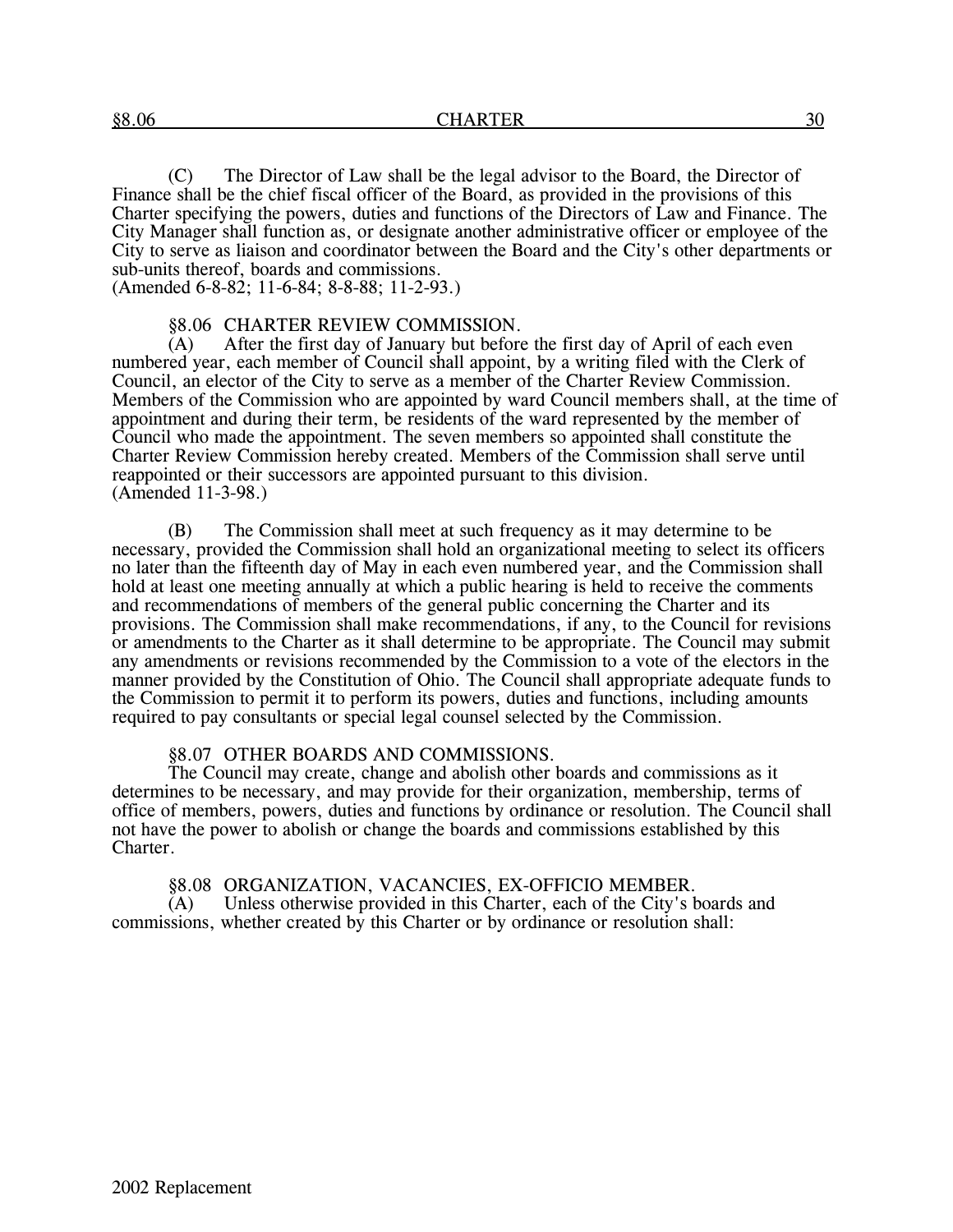(C) The Director of Law shall be the legal advisor to the Board, the Director of Finance shall be the chief fiscal officer of the Board, as provided in the provisions of this Charter specifying the powers, duties and functions of the Directors of Law and Finance. The City Manager shall function as, or designate another administrative officer or employee of the City to serve as liaison and coordinator between the Board and the City's other departments or sub-units thereof, boards and commissions.
(Amended 6-8-82; 11-6-84; 8-8-88; 11-2-93.)

§8.06 CHARTER REVIEW COMMISSION.

(A) After the first day of January but before the first day of April of each even numbered year, each member of Council shall appoint, by a writing filed with the Clerk of Council, an elector of the City to serve as a member of the Charter Review Commission. Members of the Commission who are appointed by ward Council members shall, at the time of appointment and during their term, be residents of the ward represented by the member of Council who made the appointment. The seven members so appointed shall constitute the Charter Review Commission hereby created. Members of the Commission shall serve until reappointed or their successors are appointed pursuant to this division.
(Amended 11-3-98.)

(B) The Commission shall meet at such frequency as it may determine to be necessary, provided the Commission shall hold an organizational meeting to select its officers no later than the fifteenth day of May in each even numbered year, and the Commission shall hold at least one meeting annually at which a public hearing is held to receive the comments and recommendations of members of the general public concerning the Charter and its provisions. The Commission shall make recommendations, if any, to the Council for revisions or amendments to the Charter as it shall determine to be appropriate. The Council may submit any amendments or revisions recommended by the Commission to a vote of the electors in the manner provided by the Constitution of Ohio. The Council shall appropriate adequate funds to the Commission to permit it to perform its powers, duties and functions, including amounts required to pay consultants or special legal counsel selected by the Commission.

§8.07 OTHER BOARDS AND COMMISSIONS.

The Council may create, change and abolish other boards and commissions as it determines to be necessary, and may provide for their organization, membership, terms of office of members, powers, duties and functions by ordinance or resolution. The Council shall not have the power to abolish or change the boards and commissions established by this Charter.

§8.08 ORGANIZATION, VACANCIES, EX-OFFICIO MEMBER.

(A) Unless otherwise provided in this Charter, each of the City's boards and commissions, whether created by this Charter or by ordinance or resolution shall: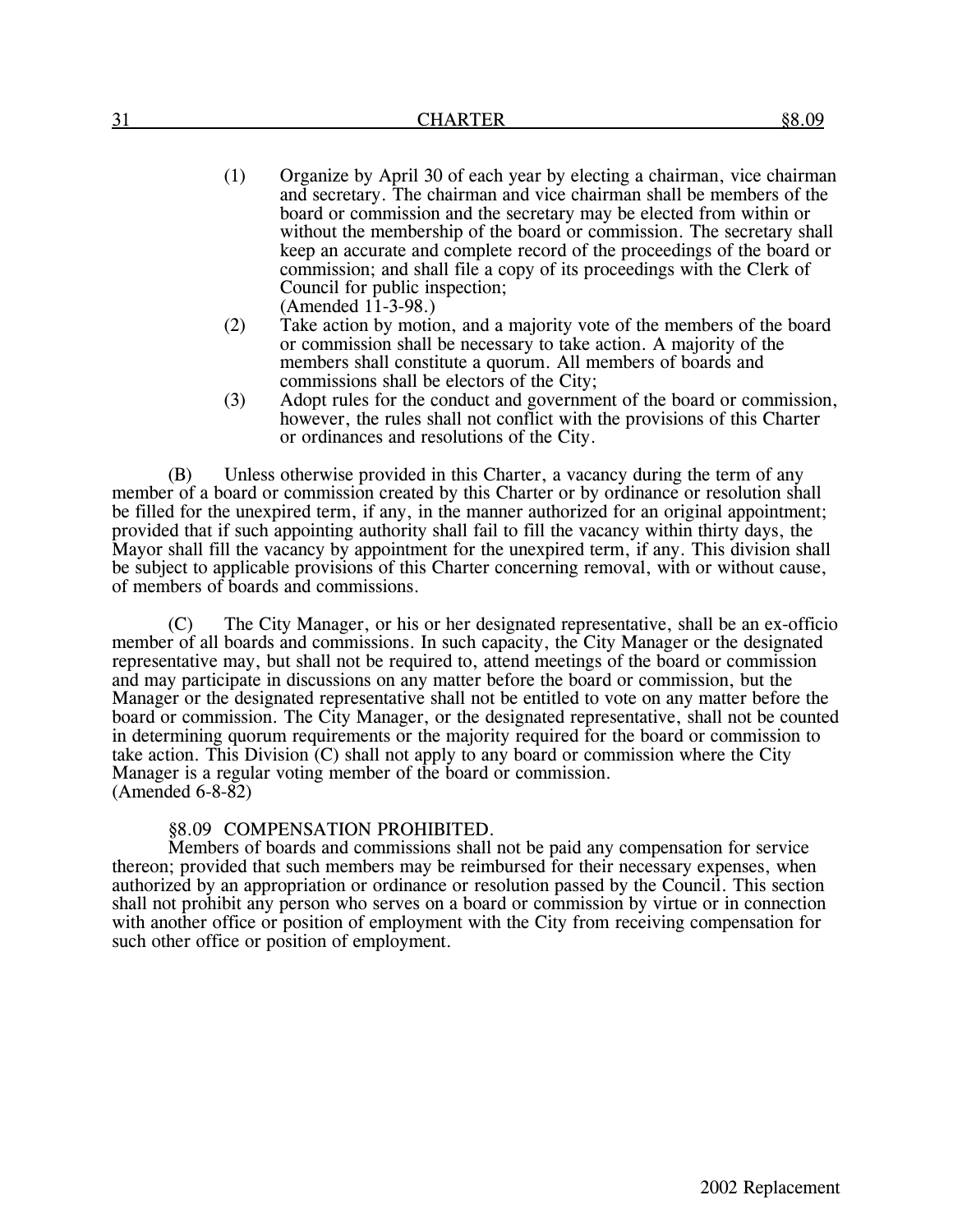(1) Organize by April 30 of each year by electing a chairman, vice chairman and secretary. The chairman and vice chairman shall be members of the board or commission and the secretary may be elected from within or without the membership of the board or commission. The secretary shall keep an accurate and complete record of the proceedings of the board or commission; and shall file a copy of its proceedings with the Clerk of Council for public inspection;
(Amended 11-3-98.)

(2) Take action by motion, and a majority vote of the members of the board or commission shall be necessary to take action. A majority of the members shall constitute a quorum. All members of boards and commissions shall be electors of the City;

(3) Adopt rules for the conduct and government of the board or commission, however, the rules shall not conflict with the provisions of this Charter or ordinances and resolutions of the City.

(B) Unless otherwise provided in this Charter, a vacancy during the term of any member of a board or commission created by this Charter or by ordinance or resolution shall be filled for the unexpired term, if any, in the manner authorized for an original appointment; provided that if such appointing authority shall fail to fill the vacancy within thirty days, the Mayor shall fill the vacancy by appointment for the unexpired term, if any. This division shall be subject to applicable provisions of this Charter concerning removal, with or without cause, of members of boards and commissions.

(C) The City Manager, or his or her designated representative, shall be an ex-officio member of all boards and commissions. In such capacity, the City Manager or the designated representative may, but shall not be required to, attend meetings of the board or commission and may participate in discussions on any matter before the board or commission, but the Manager or the designated representative shall not be entitled to vote on any matter before the board or commission. The City Manager, or the designated representative, shall not be counted in determining quorum requirements or the majority required for the board or commission to take action. This Division (C) shall not apply to any board or commission where the City Manager is a regular voting member of the board or commission.
(Amended 6-8-82)

§8.09 COMPENSATION PROHIBITED.

Members of boards and commissions shall not be paid any compensation for service thereon; provided that such members may be reimbursed for their necessary expenses, when authorized by an appropriation or ordinance or resolution passed by the Council. This section shall not prohibit any person who serves on a board or commission by virtue or in connection with another office or position of employment with the City from receiving compensation for such other office or position of employment.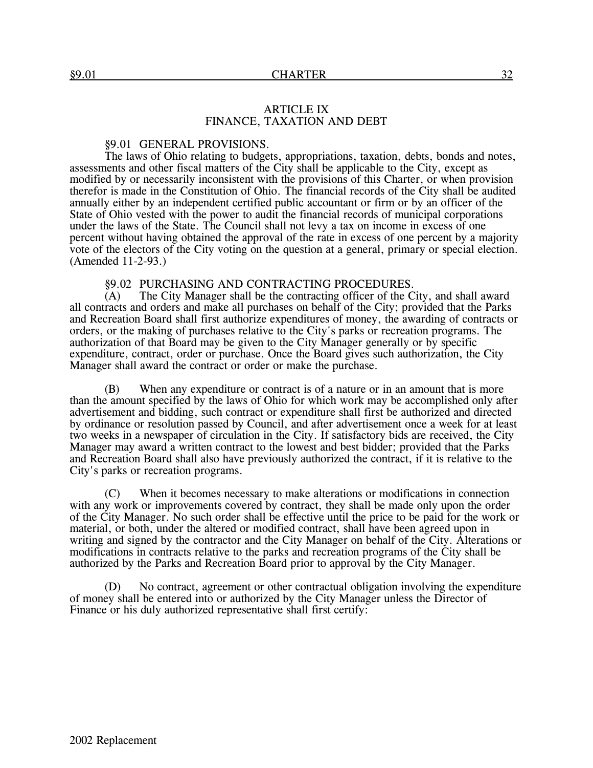## ARTICLE IX
## FINANCE, TAXATION AND DEBT

### §9.01 GENERAL PROVISIONS.

The laws of Ohio relating to budgets, appropriations, taxation, debts, bonds and notes, assessments and other fiscal matters of the City shall be applicable to the City, except as modified by or necessarily inconsistent with the provisions of this Charter, or when provision therefor is made in the Constitution of Ohio. The financial records of the City shall be audited annually either by an independent certified public accountant or firm or by an officer of the State of Ohio vested with the power to audit the financial records of municipal corporations under the laws of the State. The Council shall not levy a tax on income in excess of one percent without having obtained the approval of the rate in excess of one percent by a majority vote of the electors of the City voting on the question at a general, primary or special election. (Amended 11-2-93.)

### §9.02 PURCHASING AND CONTRACTING PROCEDURES.

(A) The City Manager shall be the contracting officer of the City, and shall award all contracts and orders and make all purchases on behalf of the City; provided that the Parks and Recreation Board shall first authorize expenditures of money, the awarding of contracts or orders, or the making of purchases relative to the City's parks or recreation programs. The authorization of that Board may be given to the City Manager generally or by specific expenditure, contract, order or purchase. Once the Board gives such authorization, the City Manager shall award the contract or order or make the purchase.

(B) When any expenditure or contract is of a nature or in an amount that is more than the amount specified by the laws of Ohio for which work may be accomplished only after advertisement and bidding, such contract or expenditure shall first be authorized and directed by ordinance or resolution passed by Council, and after advertisement once a week for at least two weeks in a newspaper of circulation in the City. If satisfactory bids are received, the City Manager may award a written contract to the lowest and best bidder; provided that the Parks and Recreation Board shall also have previously authorized the contract, if it is relative to the City's parks or recreation programs.

(C) When it becomes necessary to make alterations or modifications in connection with any work or improvements covered by contract, they shall be made only upon the order of the City Manager. No such order shall be effective until the price to be paid for the work or material, or both, under the altered or modified contract, shall have been agreed upon in writing and signed by the contractor and the City Manager on behalf of the City. Alterations or modifications in contracts relative to the parks and recreation programs of the City shall be authorized by the Parks and Recreation Board prior to approval by the City Manager.

(D) No contract, agreement or other contractual obligation involving the expenditure of money shall be entered into or authorized by the City Manager unless the Director of Finance or his duly authorized representative shall first certify: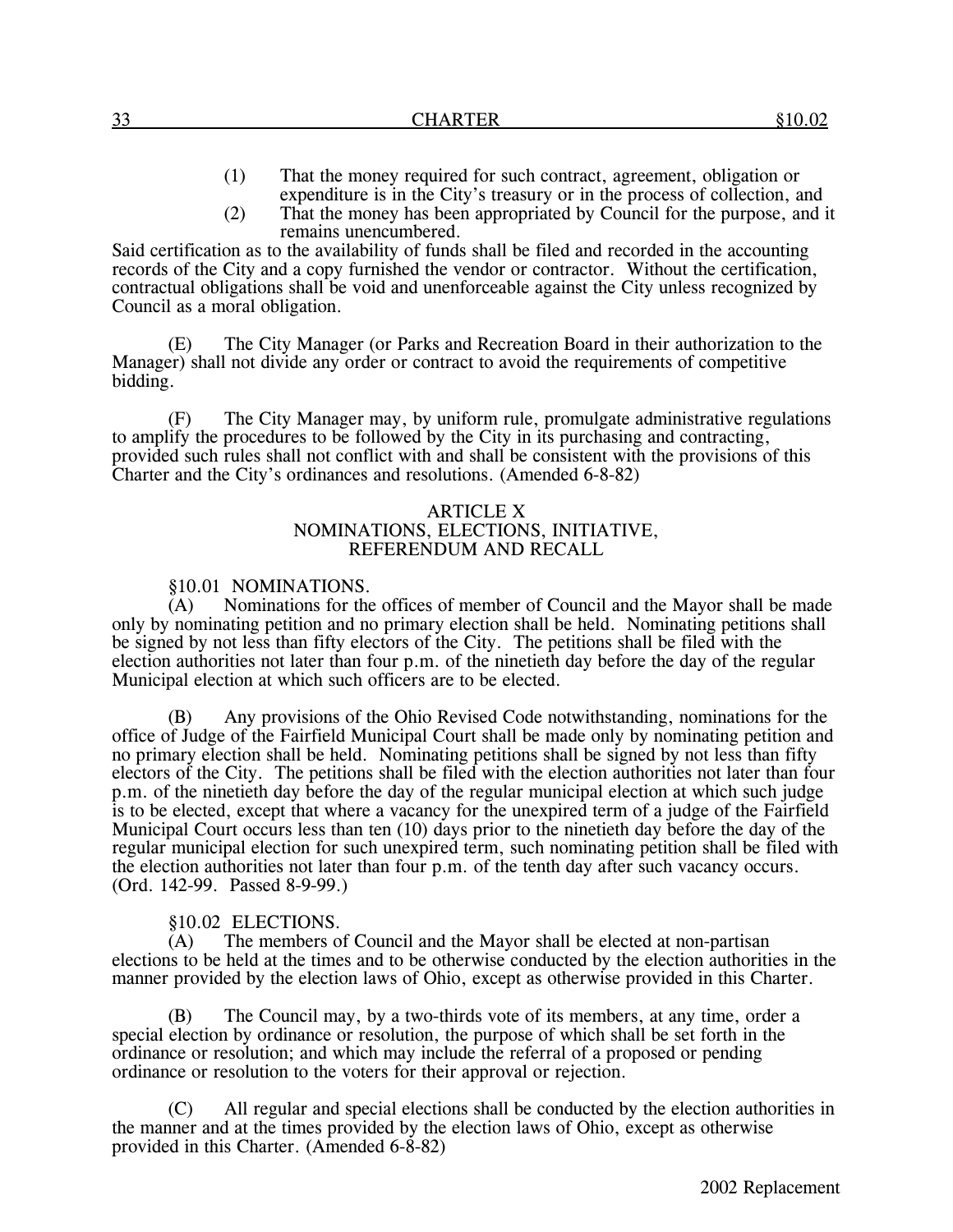(1) That the money required for such contract, agreement, obligation or expenditure is in the City's treasury or in the process of collection, and

(2) That the money has been appropriated by Council for the purpose, and it remains unencumbered.

Said certification as to the availability of funds shall be filed and recorded in the accounting records of the City and a copy furnished the vendor or contractor. Without the certification, contractual obligations shall be void and unenforceable against the City unless recognized by Council as a moral obligation.

(E) The City Manager (or Parks and Recreation Board in their authorization to the Manager) shall not divide any order or contract to avoid the requirements of competitive bidding.

(F) The City Manager may, by uniform rule, promulgate administrative regulations to amplify the procedures to be followed by the City in its purchasing and contracting, provided such rules shall not conflict with and shall be consistent with the provisions of this Charter and the City's ordinances and resolutions. (Amended 6-8-82)

## ARTICLE X
## NOMINATIONS, ELECTIONS, INITIATIVE, REFERENDUM AND RECALL

### §10.01 NOMINATIONS.

(A) Nominations for the offices of member of Council and the Mayor shall be made only by nominating petition and no primary election shall be held. Nominating petitions shall be signed by not less than fifty electors of the City. The petitions shall be filed with the election authorities not later than four p.m. of the ninetieth day before the day of the regular Municipal election at which such officers are to be elected.

(B) Any provisions of the Ohio Revised Code notwithstanding, nominations for the office of Judge of the Fairfield Municipal Court shall be made only by nominating petition and no primary election shall be held. Nominating petitions shall be signed by not less than fifty electors of the City. The petitions shall be filed with the election authorities not later than four p.m. of the ninetieth day before the day of the regular municipal election at which such judge is to be elected, except that where a vacancy for the unexpired term of a judge of the Fairfield Municipal Court occurs less than ten (10) days prior to the ninetieth day before the day of the regular municipal election for such unexpired term, such nominating petition shall be filed with the election authorities not later than four p.m. of the tenth day after such vacancy occurs. (Ord. 142-99. Passed 8-9-99.)

### §10.02 ELECTIONS.

(A) The members of Council and the Mayor shall be elected at non-partisan elections to be held at the times and to be otherwise conducted by the election authorities in the manner provided by the election laws of Ohio, except as otherwise provided in this Charter.

(B) The Council may, by a two-thirds vote of its members, at any time, order a special election by ordinance or resolution, the purpose of which shall be set forth in the ordinance or resolution; and which may include the referral of a proposed or pending ordinance or resolution to the voters for their approval or rejection.

(C) All regular and special elections shall be conducted by the election authorities in the manner and at the times provided by the election laws of Ohio, except as otherwise provided in this Charter. (Amended 6-8-82)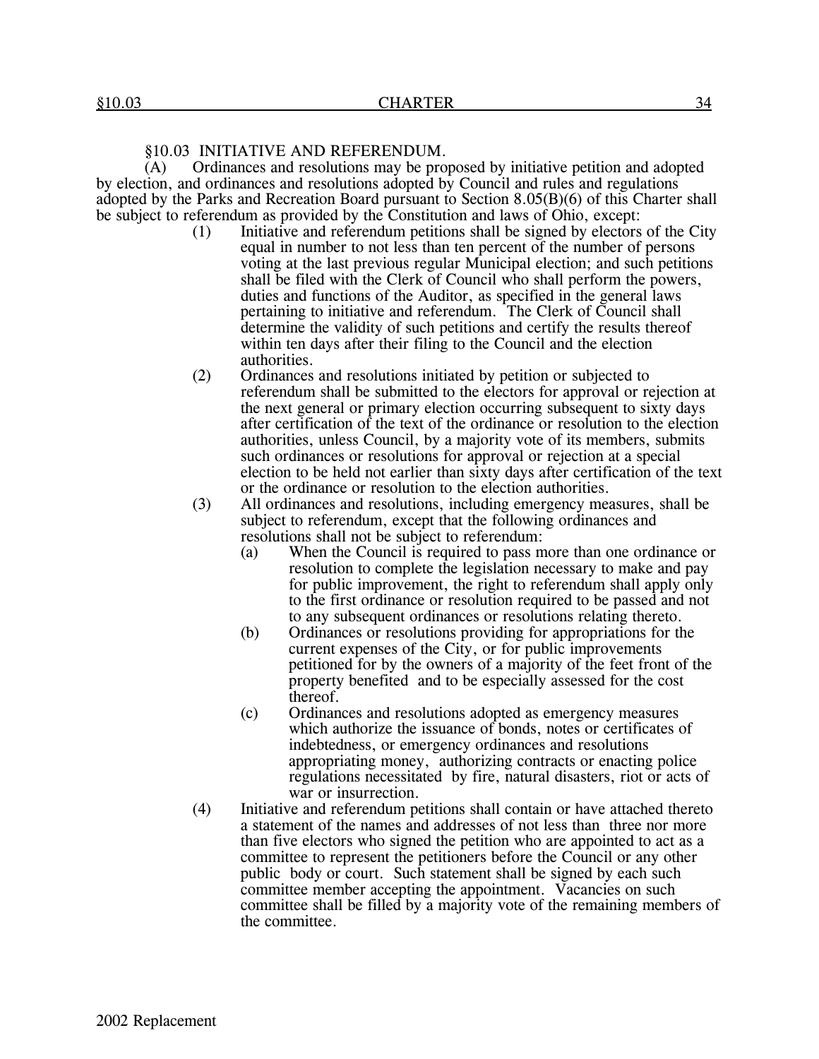### §10.03 INITIATIVE AND REFERENDUM.

(A) Ordinances and resolutions may be proposed by initiative petition and adopted by election, and ordinances and resolutions adopted by Council and rules and regulations adopted by the Parks and Recreation Board pursuant to Section 8.05(B)(6) of this Charter shall be subject to referendum as provided by the Constitution and laws of Ohio, except:

(1) Initiative and referendum petitions shall be signed by electors of the City equal in number to not less than ten percent of the number of persons voting at the last previous regular Municipal election; and such petitions shall be filed with the Clerk of Council who shall perform the powers, duties and functions of the Auditor, as specified in the general laws pertaining to initiative and referendum. The Clerk of Council shall determine the validity of such petitions and certify the results thereof within ten days after their filing to the Council and the election authorities.

(2) Ordinances and resolutions initiated by petition or subjected to referendum shall be submitted to the electors for approval or rejection at the next general or primary election occurring subsequent to sixty days after certification of the text of the ordinance or resolution to the election authorities, unless Council, by a majority vote of its members, submits such ordinances or resolutions for approval or rejection at a special election to be held not earlier than sixty days after certification of the text or the ordinance or resolution to the election authorities.

(3) All ordinances and resolutions, including emergency measures, shall be subject to referendum, except that the following ordinances and resolutions shall not be subject to referendum:

(a) When the Council is required to pass more than one ordinance or resolution to complete the legislation necessary to make and pay for public improvement, the right to referendum shall apply only to the first ordinance or resolution required to be passed and not to any subsequent ordinances or resolutions relating thereto.

(b) Ordinances or resolutions providing for appropriations for the current expenses of the City, or for public improvements petitioned for by the owners of a majority of the feet front of the property benefited and to be especially assessed for the cost thereof.

(c) Ordinances and resolutions adopted as emergency measures which authorize the issuance of bonds, notes or certificates of indebtedness, or emergency ordinances and resolutions appropriating money, authorizing contracts or enacting police regulations necessitated by fire, natural disasters, riot or acts of war or insurrection.

(4) Initiative and referendum petitions shall contain or have attached thereto a statement of the names and addresses of not less than three nor more than five electors who signed the petition who are appointed to act as a committee to represent the petitioners before the Council or any other public body or court. Such statement shall be signed by each such committee member accepting the appointment. Vacancies on such committee shall be filled by a majority vote of the remaining members of the committee.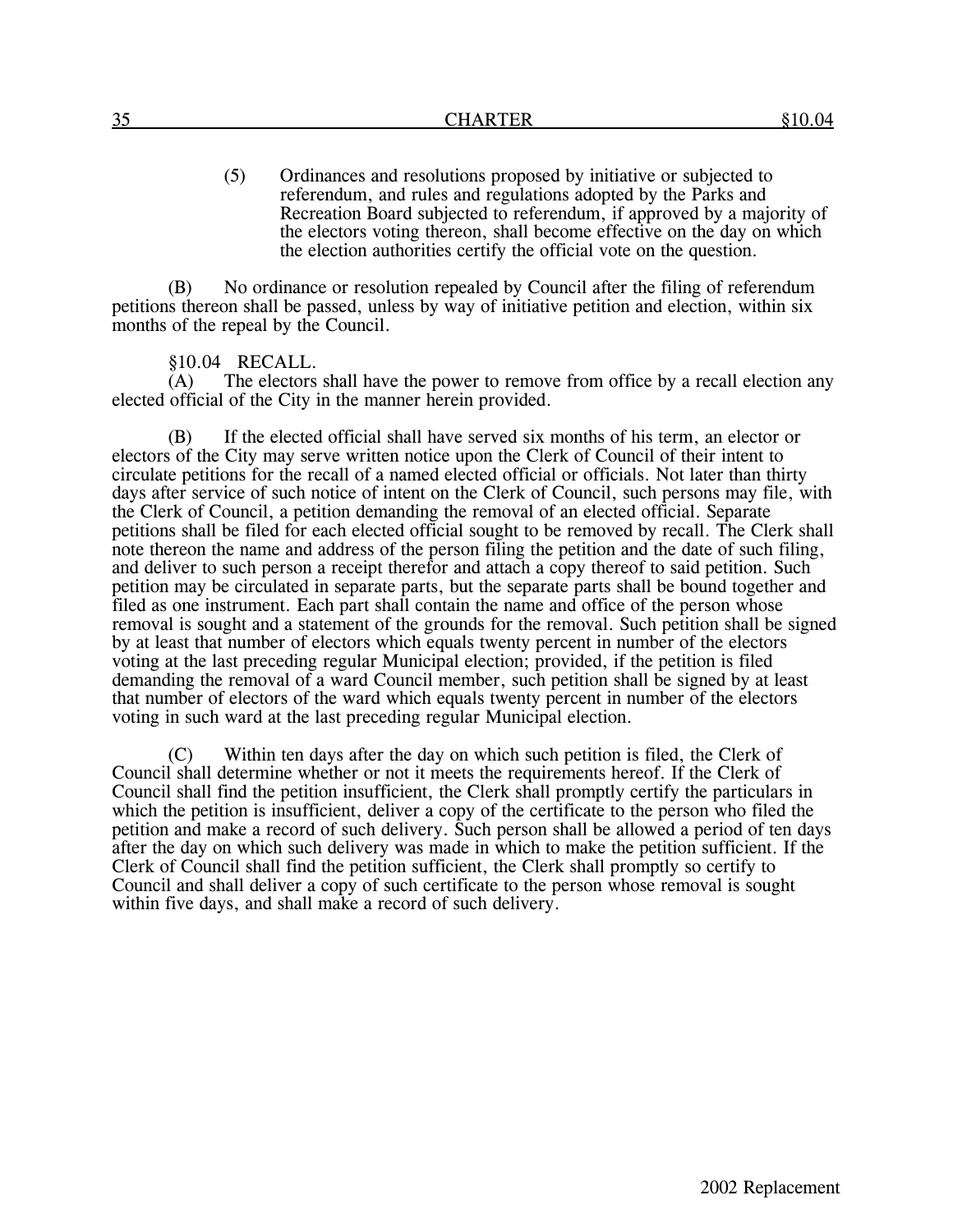(5) Ordinances and resolutions proposed by initiative or subjected to referendum, and rules and regulations adopted by the Parks and Recreation Board subjected to referendum, if approved by a majority of the electors voting thereon, shall become effective on the day on which the election authorities certify the official vote on the question.

(B) No ordinance or resolution repealed by Council after the filing of referendum petitions thereon shall be passed, unless by way of initiative petition and election, within six months of the repeal by the Council.

§10.04 RECALL.

(A) The electors shall have the power to remove from office by a recall election any elected official of the City in the manner herein provided.

(B) If the elected official shall have served six months of his term, an elector or electors of the City may serve written notice upon the Clerk of Council of their intent to circulate petitions for the recall of a named elected official or officials. Not later than thirty days after service of such notice of intent on the Clerk of Council, such persons may file, with the Clerk of Council, a petition demanding the removal of an elected official. Separate petitions shall be filed for each elected official sought to be removed by recall. The Clerk shall note thereon the name and address of the person filing the petition and the date of such filing, and deliver to such person a receipt therefor and attach a copy thereof to said petition. Such petition may be circulated in separate parts, but the separate parts shall be bound together and filed as one instrument. Each part shall contain the name and office of the person whose removal is sought and a statement of the grounds for the removal. Such petition shall be signed by at least that number of electors which equals twenty percent in number of the electors voting at the last preceding regular Municipal election; provided, if the petition is filed demanding the removal of a ward Council member, such petition shall be signed by at least that number of electors of the ward which equals twenty percent in number of the electors voting in such ward at the last preceding regular Municipal election.

(C) Within ten days after the day on which such petition is filed, the Clerk of Council shall determine whether or not it meets the requirements hereof. If the Clerk of Council shall find the petition insufficient, the Clerk shall promptly certify the particulars in which the petition is insufficient, deliver a copy of the certificate to the person who filed the petition and make a record of such delivery. Such person shall be allowed a period of ten days after the day on which such delivery was made in which to make the petition sufficient. If the Clerk of Council shall find the petition sufficient, the Clerk shall promptly so certify to Council and shall deliver a copy of such certificate to the person whose removal is sought within five days, and shall make a record of such delivery.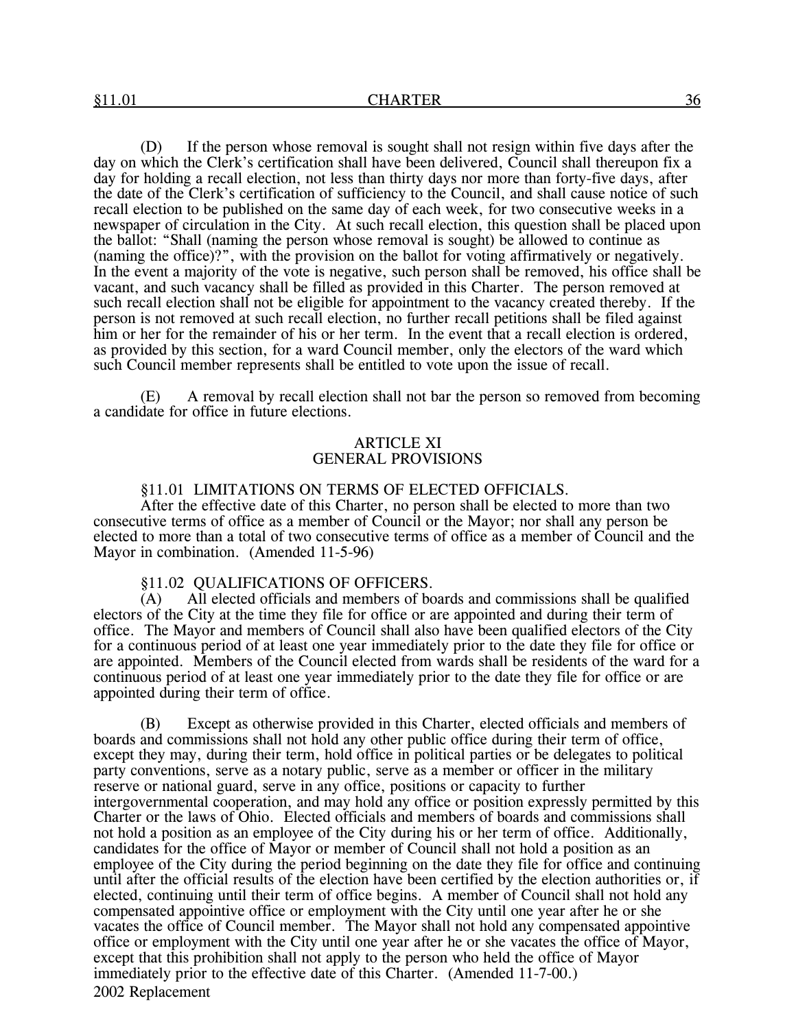(D) If the person whose removal is sought shall not resign within five days after the day on which the Clerk's certification shall have been delivered, Council shall thereupon fix a day for holding a recall election, not less than thirty days nor more than forty-five days, after the date of the Clerk's certification of sufficiency to the Council, and shall cause notice of such recall election to be published on the same day of each week, for two consecutive weeks in a newspaper of circulation in the City. At such recall election, this question shall be placed upon the ballot: "Shall (naming the person whose removal is sought) be allowed to continue as (naming the office)?", with the provision on the ballot for voting affirmatively or negatively. In the event a majority of the vote is negative, such person shall be removed, his office shall be vacant, and such vacancy shall be filled as provided in this Charter. The person removed at such recall election shall not be eligible for appointment to the vacancy created thereby. If the person is not removed at such recall election, no further recall petitions shall be filed against him or her for the remainder of his or her term. In the event that a recall election is ordered, as provided by this section, for a ward Council member, only the electors of the ward which such Council member represents shall be entitled to vote upon the issue of recall.

(E) A removal by recall election shall not bar the person so removed from becoming a candidate for office in future elections.

## ARTICLE XI
## GENERAL PROVISIONS

### §11.01 LIMITATIONS ON TERMS OF ELECTED OFFICIALS.

After the effective date of this Charter, no person shall be elected to more than two consecutive terms of office as a member of Council or the Mayor; nor shall any person be elected to more than a total of two consecutive terms of office as a member of Council and the Mayor in combination. (Amended 11-5-96)

### §11.02 QUALIFICATIONS OF OFFICERS.

(A) All elected officials and members of boards and commissions shall be qualified electors of the City at the time they file for office or are appointed and during their term of office. The Mayor and members of Council shall also have been qualified electors of the City for a continuous period of at least one year immediately prior to the date they file for office or are appointed. Members of the Council elected from wards shall be residents of the ward for a continuous period of at least one year immediately prior to the date they file for office or are appointed during their term of office.

(B) Except as otherwise provided in this Charter, elected officials and members of boards and commissions shall not hold any other public office during their term of office, except they may, during their term, hold office in political parties or be delegates to political party conventions, serve as a notary public, serve as a member or officer in the military reserve or national guard, serve in any office, positions or capacity to further intergovernmental cooperation, and may hold any office or position expressly permitted by this Charter or the laws of Ohio. Elected officials and members of boards and commissions shall not hold a position as an employee of the City during his or her term of office. Additionally, candidates for the office of Mayor or member of Council shall not hold a position as an employee of the City during the period beginning on the date they file for office and continuing until after the official results of the election have been certified by the election authorities or, if elected, continuing until their term of office begins. A member of Council shall not hold any compensated appointive office or employment with the City until one year after he or she vacates the office of Council member. The Mayor shall not hold any compensated appointive office or employment with the City until one year after he or she vacates the office of Mayor, except that this prohibition shall not apply to the person who held the office of Mayor immediately prior to the effective date of this Charter. (Amended 11-7-00.)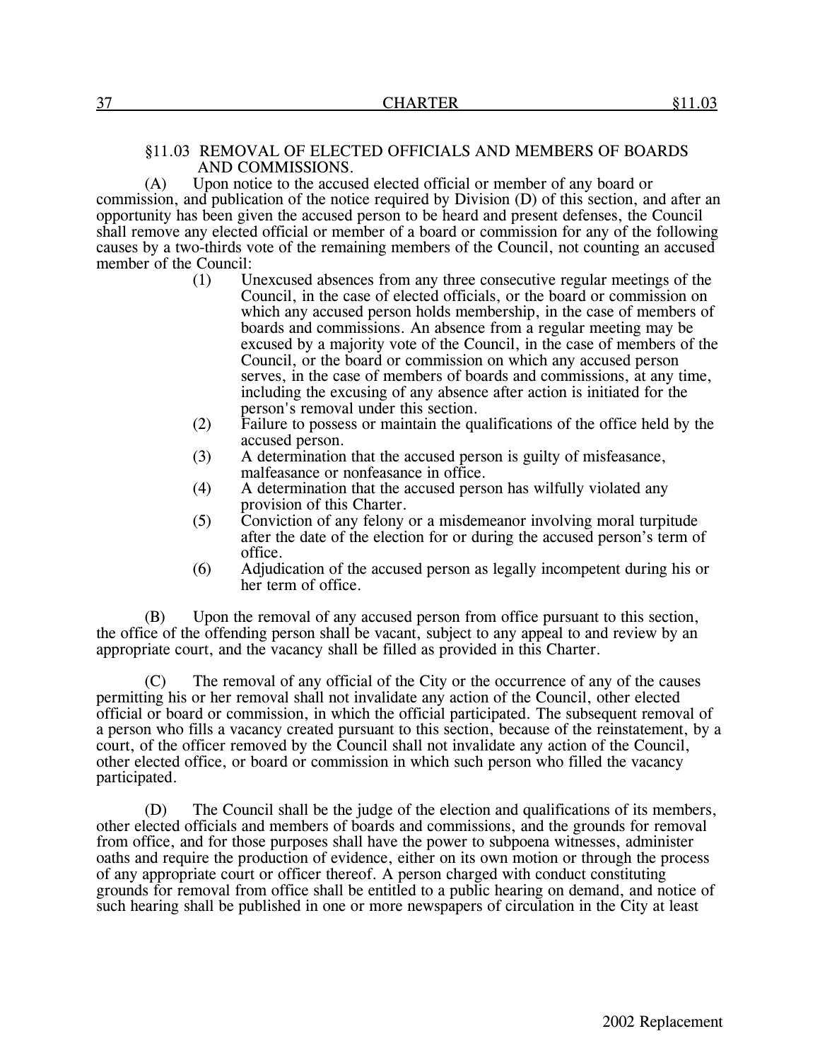### §11.03 REMOVAL OF ELECTED OFFICIALS AND MEMBERS OF BOARDS AND COMMISSIONS.

(A) Upon notice to the accused elected official or member of any board or commission, and publication of the notice required by Division (D) of this section, and after an opportunity has been given the accused person to be heard and present defenses, the Council shall remove any elected official or member of a board or commission for any of the following causes by a two-thirds vote of the remaining members of the Council, not counting an accused member of the Council:

(1) Unexcused absences from any three consecutive regular meetings of the Council, in the case of elected officials, or the board or commission on which any accused person holds membership, in the case of members of boards and commissions. An absence from a regular meeting may be excused by a majority vote of the Council, in the case of members of the Council, or the board or commission on which any accused person serves, in the case of members of boards and commissions, at any time, including the excusing of any absence after action is initiated for the person's removal under this section.

(2) Failure to possess or maintain the qualifications of the office held by the accused person.

(3) A determination that the accused person is guilty of misfeasance, malfeasance or nonfeasance in office.

(4) A determination that the accused person has wilfully violated any provision of this Charter.

(5) Conviction of any felony or a misdemeanor involving moral turpitude after the date of the election for or during the accused person's term of office.

(6) Adjudication of the accused person as legally incompetent during his or her term of office.

(B) Upon the removal of any accused person from office pursuant to this section, the office of the offending person shall be vacant, subject to any appeal to and review by an appropriate court, and the vacancy shall be filled as provided in this Charter.

(C) The removal of any official of the City or the occurrence of any of the causes permitting his or her removal shall not invalidate any action of the Council, other elected official or board or commission, in which the official participated. The subsequent removal of a person who fills a vacancy created pursuant to this section, because of the reinstatement, by a court, of the officer removed by the Council shall not invalidate any action of the Council, other elected office, or board or commission in which such person who filled the vacancy participated.

(D) The Council shall be the judge of the election and qualifications of its members, other elected officials and members of boards and commissions, and the grounds for removal from office, and for those purposes shall have the power to subpoena witnesses, administer oaths and require the production of evidence, either on its own motion or through the process of any appropriate court or officer thereof. A person charged with conduct constituting grounds for removal from office shall be entitled to a public hearing on demand, and notice of such hearing shall be published in one or more newspapers of circulation in the City at least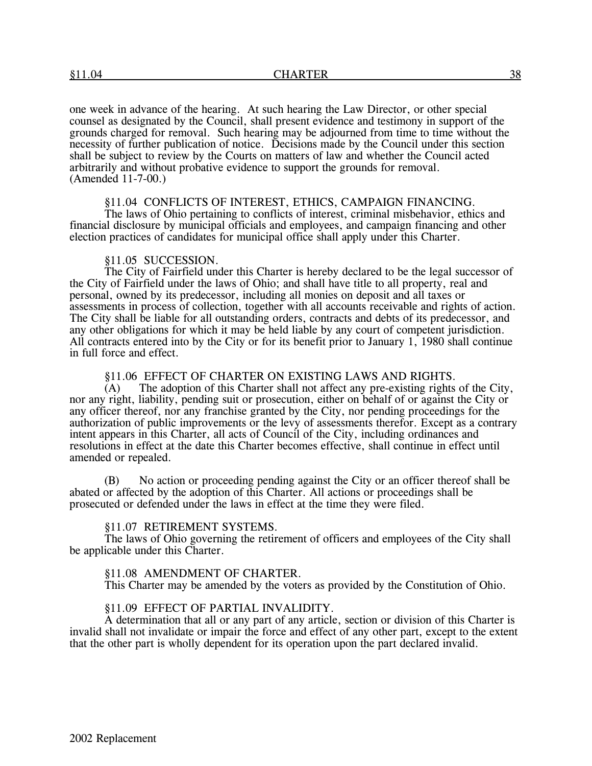one week in advance of the hearing. At such hearing the Law Director, or other special counsel as designated by the Council, shall present evidence and testimony in support of the grounds charged for removal. Such hearing may be adjourned from time to time without the necessity of further publication of notice. Decisions made by the Council under this section shall be subject to review by the Courts on matters of law and whether the Council acted arbitrarily and without probative evidence to support the grounds for removal. (Amended 11-7-00.)

§11.04 CONFLICTS OF INTEREST, ETHICS, CAMPAIGN FINANCING.

The laws of Ohio pertaining to conflicts of interest, criminal misbehavior, ethics and financial disclosure by municipal officials and employees, and campaign financing and other election practices of candidates for municipal office shall apply under this Charter.

§11.05 SUCCESSION.

The City of Fairfield under this Charter is hereby declared to be the legal successor of the City of Fairfield under the laws of Ohio; and shall have title to all property, real and personal, owned by its predecessor, including all monies on deposit and all taxes or assessments in process of collection, together with all accounts receivable and rights of action. The City shall be liable for all outstanding orders, contracts and debts of its predecessor, and any other obligations for which it may be held liable by any court of competent jurisdiction. All contracts entered into by the City or for its benefit prior to January 1, 1980 shall continue in full force and effect.

§11.06 EFFECT OF CHARTER ON EXISTING LAWS AND RIGHTS.

(A) The adoption of this Charter shall not affect any pre-existing rights of the City, nor any right, liability, pending suit or prosecution, either on behalf of or against the City or any officer thereof, nor any franchise granted by the City, nor pending proceedings for the authorization of public improvements or the levy of assessments therefor. Except as a contrary intent appears in this Charter, all acts of Council of the City, including ordinances and resolutions in effect at the date this Charter becomes effective, shall continue in effect until amended or repealed.

(B) No action or proceeding pending against the City or an officer thereof shall be abated or affected by the adoption of this Charter. All actions or proceedings shall be prosecuted or defended under the laws in effect at the time they were filed.

§11.07 RETIREMENT SYSTEMS.

The laws of Ohio governing the retirement of officers and employees of the City shall be applicable under this Charter.

§11.08 AMENDMENT OF CHARTER.

This Charter may be amended by the voters as provided by the Constitution of Ohio.

§11.09 EFFECT OF PARTIAL INVALIDITY.

A determination that all or any part of any article, section or division of this Charter is invalid shall not invalidate or impair the force and effect of any other part, except to the extent that the other part is wholly dependent for its operation upon the part declared invalid.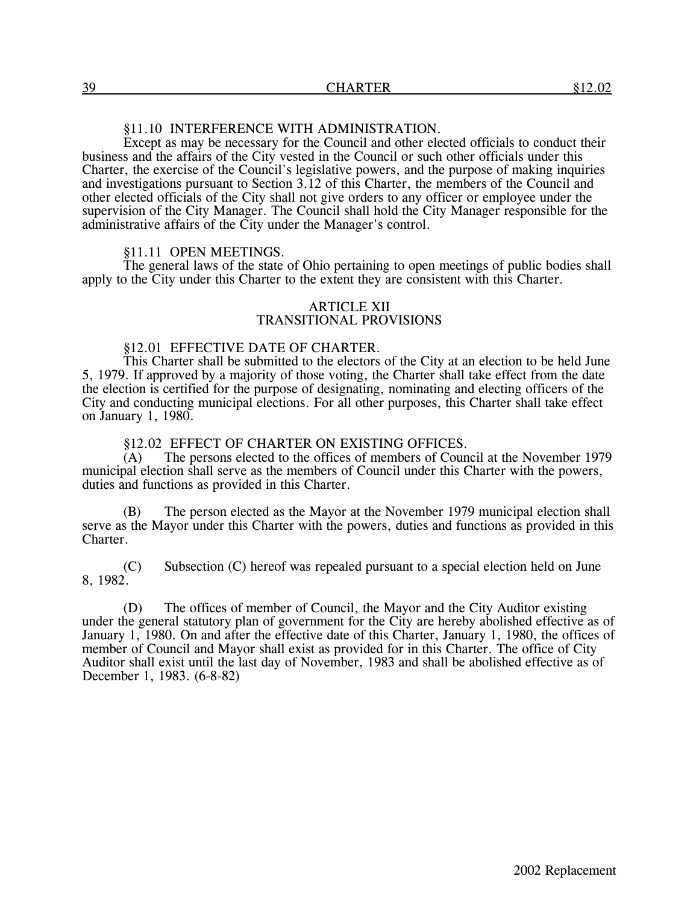§11.10 INTERFERENCE WITH ADMINISTRATION.

Except as may be necessary for the Council and other elected officials to conduct their business and the affairs of the City vested in the Council or such other officials under this Charter, the exercise of the Council's legislative powers, and the purpose of making inquiries and investigations pursuant to Section 3.12 of this Charter, the members of the Council and other elected officials of the City shall not give orders to any officer or employee under the supervision of the City Manager. The Council shall hold the City Manager responsible for the administrative affairs of the City under the Manager's control.

§11.11 OPEN MEETINGS.

The general laws of the state of Ohio pertaining to open meetings of public bodies shall apply to the City under this Charter to the extent they are consistent with this Charter.

## ARTICLE XII
## TRANSITIONAL PROVISIONS

§12.01 EFFECTIVE DATE OF CHARTER.

This Charter shall be submitted to the electors of the City at an election to be held June 5, 1979. If approved by a majority of those voting, the Charter shall take effect from the date the election is certified for the purpose of designating, nominating and electing officers of the City and conducting municipal elections. For all other purposes, this Charter shall take effect on January 1, 1980.

§12.02 EFFECT OF CHARTER ON EXISTING OFFICES.

(A) The persons elected to the offices of members of Council at the November 1979 municipal election shall serve as the members of Council under this Charter with the powers, duties and functions as provided in this Charter.

(B) The person elected as the Mayor at the November 1979 municipal election shall serve as the Mayor under this Charter with the powers, duties and functions as provided in this Charter.

(C) Subsection (C) hereof was repealed pursuant to a special election held on June 8, 1982.

(D) The offices of member of Council, the Mayor and the City Auditor existing under the general statutory plan of government for the City are hereby abolished effective as of January 1, 1980. On and after the effective date of this Charter, January 1, 1980, the offices of member of Council and Mayor shall exist as provided for in this Charter. The office of City Auditor shall exist until the last day of November, 1983 and shall be abolished effective as of December 1, 1983. (6-8-82)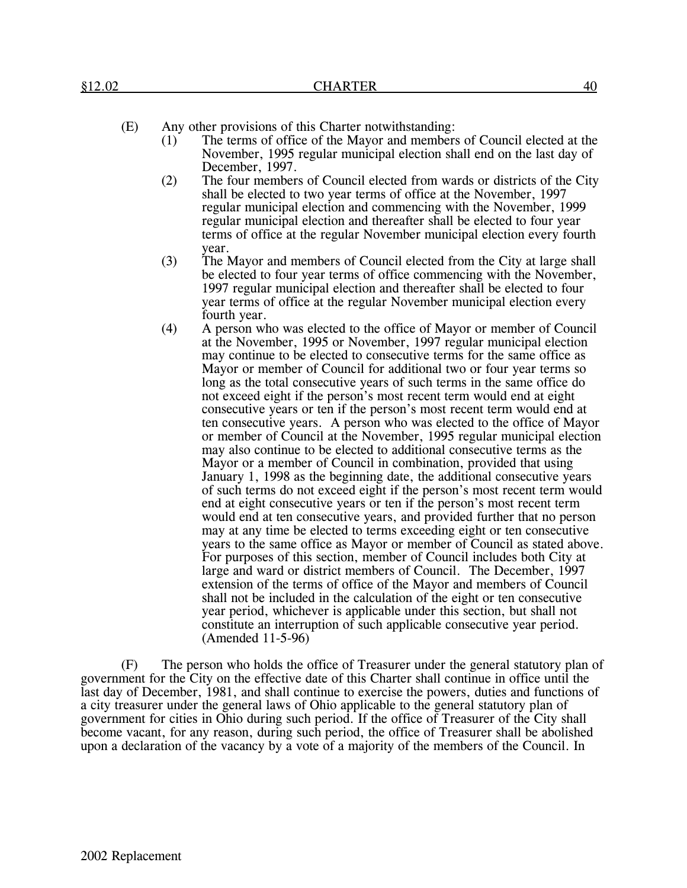(E) Any other provisions of this Charter notwithstanding:

(1) The terms of office of the Mayor and members of Council elected at the November, 1995 regular municipal election shall end on the last day of December, 1997.

(2) The four members of Council elected from wards or districts of the City shall be elected to two year terms of office at the November, 1997 regular municipal election and commencing with the November, 1999 regular municipal election and thereafter shall be elected to four year terms of office at the regular November municipal election every fourth year.

(3) The Mayor and members of Council elected from the City at large shall be elected to four year terms of office commencing with the November, 1997 regular municipal election and thereafter shall be elected to four year terms of office at the regular November municipal election every fourth year.

(4) A person who was elected to the office of Mayor or member of Council at the November, 1995 or November, 1997 regular municipal election may continue to be elected to consecutive terms for the same office as Mayor or member of Council for additional two or four year terms so long as the total consecutive years of such terms in the same office do not exceed eight if the person's most recent term would end at eight consecutive years or ten if the person's most recent term would end at ten consecutive years. A person who was elected to the office of Mayor or member of Council at the November, 1995 regular municipal election may also continue to be elected to additional consecutive terms as the Mayor or a member of Council in combination, provided that using January 1, 1998 as the beginning date, the additional consecutive years of such terms do not exceed eight if the person's most recent term would end at eight consecutive years or ten if the person's most recent term would end at ten consecutive years, and provided further that no person may at any time be elected to terms exceeding eight or ten consecutive years to the same office as Mayor or member of Council as stated above. For purposes of this section, member of Council includes both City at large and ward or district members of Council. The December, 1997 extension of the terms of office of the Mayor and members of Council shall not be included in the calculation of the eight or ten consecutive year period, whichever is applicable under this section, but shall not constitute an interruption of such applicable consecutive year period. (Amended 11-5-96)

(F) The person who holds the office of Treasurer under the general statutory plan of government for the City on the effective date of this Charter shall continue in office until the last day of December, 1981, and shall continue to exercise the powers, duties and functions of a city treasurer under the general laws of Ohio applicable to the general statutory plan of government for cities in Ohio during such period. If the office of Treasurer of the City shall become vacant, for any reason, during such period, the office of Treasurer shall be abolished upon a declaration of the vacancy by a vote of a majority of the members of the Council. In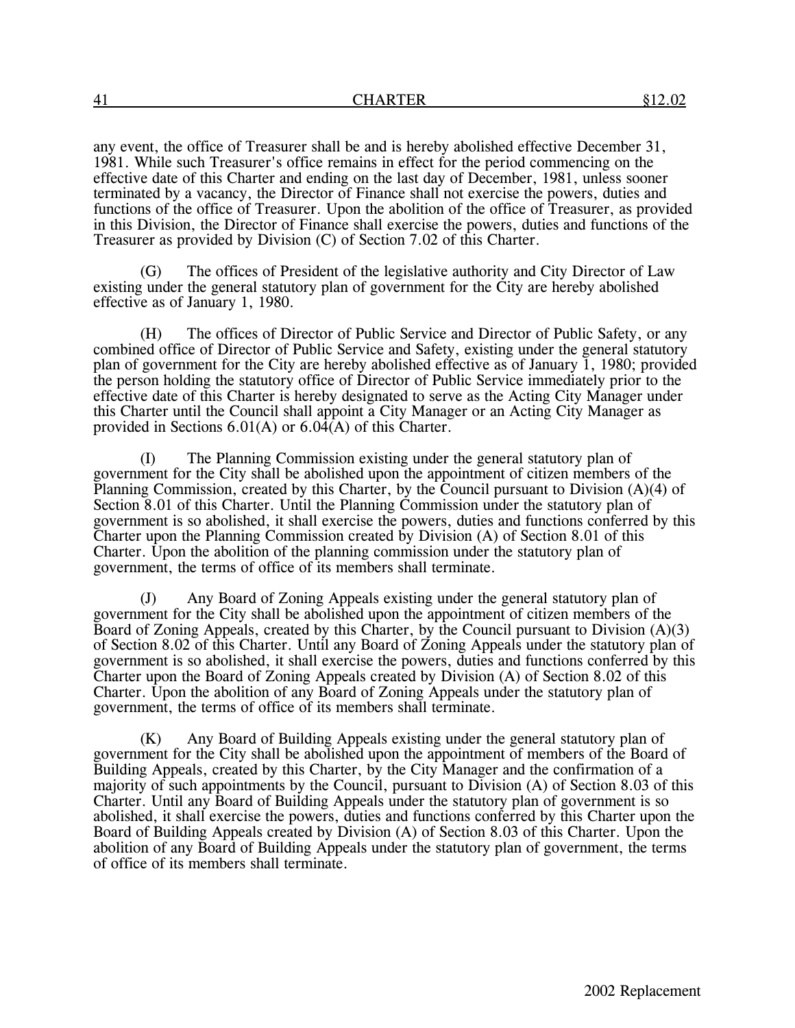any event, the office of Treasurer shall be and is hereby abolished effective December 31, 1981. While such Treasurer's office remains in effect for the period commencing on the effective date of this Charter and ending on the last day of December, 1981, unless sooner terminated by a vacancy, the Director of Finance shall not exercise the powers, duties and functions of the office of Treasurer. Upon the abolition of the office of Treasurer, as provided in this Division, the Director of Finance shall exercise the powers, duties and functions of the Treasurer as provided by Division (C) of Section 7.02 of this Charter.

(G) The offices of President of the legislative authority and City Director of Law existing under the general statutory plan of government for the City are hereby abolished effective as of January 1, 1980.

(H) The offices of Director of Public Service and Director of Public Safety, or any combined office of Director of Public Service and Safety, existing under the general statutory plan of government for the City are hereby abolished effective as of January 1, 1980; provided the person holding the statutory office of Director of Public Service immediately prior to the effective date of this Charter is hereby designated to serve as the Acting City Manager under this Charter until the Council shall appoint a City Manager or an Acting City Manager as provided in Sections 6.01(A) or 6.04(A) of this Charter.

(I) The Planning Commission existing under the general statutory plan of government for the City shall be abolished upon the appointment of citizen members of the Planning Commission, created by this Charter, by the Council pursuant to Division (A)(4) of Section 8.01 of this Charter. Until the Planning Commission under the statutory plan of government is so abolished, it shall exercise the powers, duties and functions conferred by this Charter upon the Planning Commission created by Division (A) of Section 8.01 of this Charter. Upon the abolition of the planning commission under the statutory plan of government, the terms of office of its members shall terminate.

(J) Any Board of Zoning Appeals existing under the general statutory plan of government for the City shall be abolished upon the appointment of citizen members of the Board of Zoning Appeals, created by this Charter, by the Council pursuant to Division (A)(3) of Section 8.02 of this Charter. Until any Board of Zoning Appeals under the statutory plan of government is so abolished, it shall exercise the powers, duties and functions conferred by this Charter upon the Board of Zoning Appeals created by Division (A) of Section 8.02 of this Charter. Upon the abolition of any Board of Zoning Appeals under the statutory plan of government, the terms of office of its members shall terminate.

(K) Any Board of Building Appeals existing under the general statutory plan of government for the City shall be abolished upon the appointment of members of the Board of Building Appeals, created by this Charter, by the City Manager and the confirmation of a majority of such appointments by the Council, pursuant to Division (A) of Section 8.03 of this Charter. Until any Board of Building Appeals under the statutory plan of government is so abolished, it shall exercise the powers, duties and functions conferred by this Charter upon the Board of Building Appeals created by Division (A) of Section 8.03 of this Charter. Upon the abolition of any Board of Building Appeals under the statutory plan of government, the terms of office of its members shall terminate.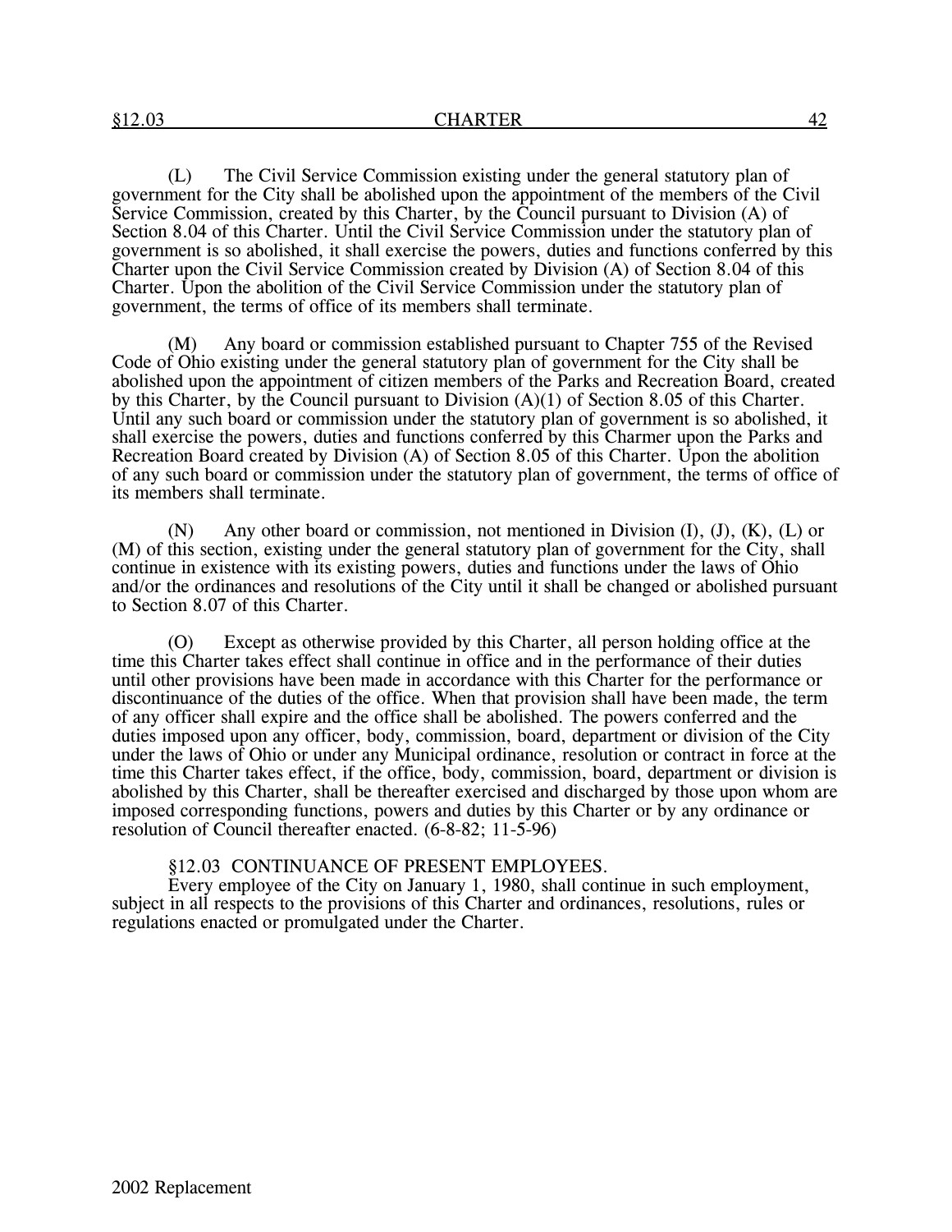(L) The Civil Service Commission existing under the general statutory plan of government for the City shall be abolished upon the appointment of the members of the Civil Service Commission, created by this Charter, by the Council pursuant to Division (A) of Section 8.04 of this Charter. Until the Civil Service Commission under the statutory plan of government is so abolished, it shall exercise the powers, duties and functions conferred by this Charter upon the Civil Service Commission created by Division (A) of Section 8.04 of this Charter. Upon the abolition of the Civil Service Commission under the statutory plan of government, the terms of office of its members shall terminate.

(M) Any board or commission established pursuant to Chapter 755 of the Revised Code of Ohio existing under the general statutory plan of government for the City shall be abolished upon the appointment of citizen members of the Parks and Recreation Board, created by this Charter, by the Council pursuant to Division (A)(1) of Section 8.05 of this Charter. Until any such board or commission under the statutory plan of government is so abolished, it shall exercise the powers, duties and functions conferred by this Charmer upon the Parks and Recreation Board created by Division (A) of Section 8.05 of this Charter. Upon the abolition of any such board or commission under the statutory plan of government, the terms of office of its members shall terminate.

(N) Any other board or commission, not mentioned in Division (I), (J), (K), (L) or (M) of this section, existing under the general statutory plan of government for the City, shall continue in existence with its existing powers, duties and functions under the laws of Ohio and/or the ordinances and resolutions of the City until it shall be changed or abolished pursuant to Section 8.07 of this Charter.

(O) Except as otherwise provided by this Charter, all person holding office at the time this Charter takes effect shall continue in office and in the performance of their duties until other provisions have been made in accordance with this Charter for the performance or discontinuance of the duties of the office. When that provision shall have been made, the term of any officer shall expire and the office shall be abolished. The powers conferred and the duties imposed upon any officer, body, commission, board, department or division of the City under the laws of Ohio or under any Municipal ordinance, resolution or contract in force at the time this Charter takes effect, if the office, body, commission, board, department or division is abolished by this Charter, shall be thereafter exercised and discharged by those upon whom are imposed corresponding functions, powers and duties by this Charter or by any ordinance or resolution of Council thereafter enacted. (6-8-82; 11-5-96)

§12.03 CONTINUANCE OF PRESENT EMPLOYEES.

Every employee of the City on January 1, 1980, shall continue in such employment, subject in all respects to the provisions of this Charter and ordinances, resolutions, rules or regulations enacted or promulgated under the Charter.